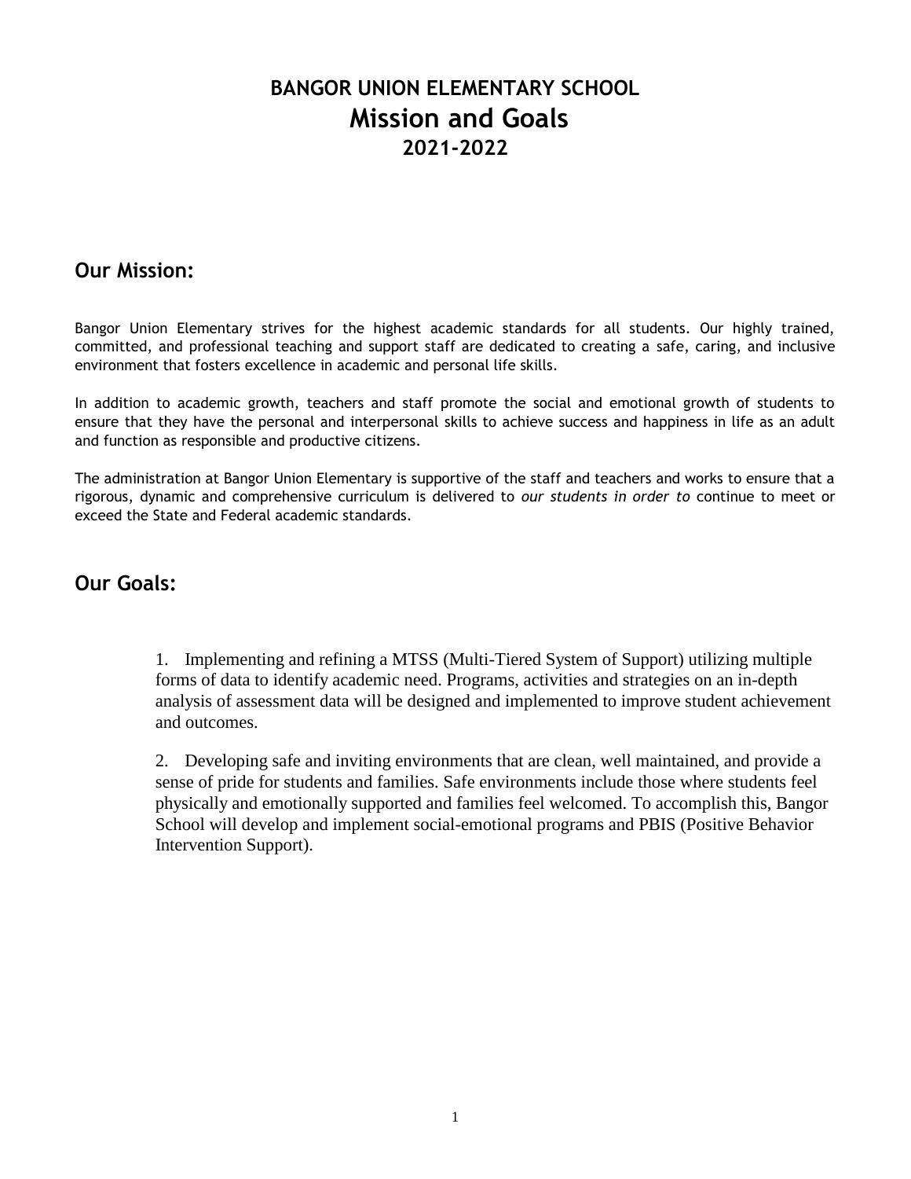# BANGOR UNION ELEMENTARY SCHOOL
# Mission and Goals
## 2021-2022

## Our Mission:

Bangor Union Elementary strives for the highest academic standards for all students. Our highly trained, committed, and professional teaching and support staff are dedicated to creating a safe, caring, and inclusive environment that fosters excellence in academic and personal life skills.

In addition to academic growth, teachers and staff promote the social and emotional growth of students to ensure that they have the personal and interpersonal skills to achieve success and happiness in life as an adult and function as responsible and productive citizens.

The administration at Bangor Union Elementary is supportive of the staff and teachers and works to ensure that a rigorous, dynamic and comprehensive curriculum is delivered to *our students in order to* continue to meet or exceed the State and Federal academic standards.

## Our Goals:

1. Implementing and refining a MTSS (Multi-Tiered System of Support) utilizing multiple forms of data to identify academic need. Programs, activities and strategies on an in-depth analysis of assessment data will be designed and implemented to improve student achievement and outcomes.

2. Developing safe and inviting environments that are clean, well maintained, and provide a sense of pride for students and families. Safe environments include those where students feel physically and emotionally supported and families feel welcomed. To accomplish this, Bangor School will develop and implement social-emotional programs and PBIS (Positive Behavior Intervention Support).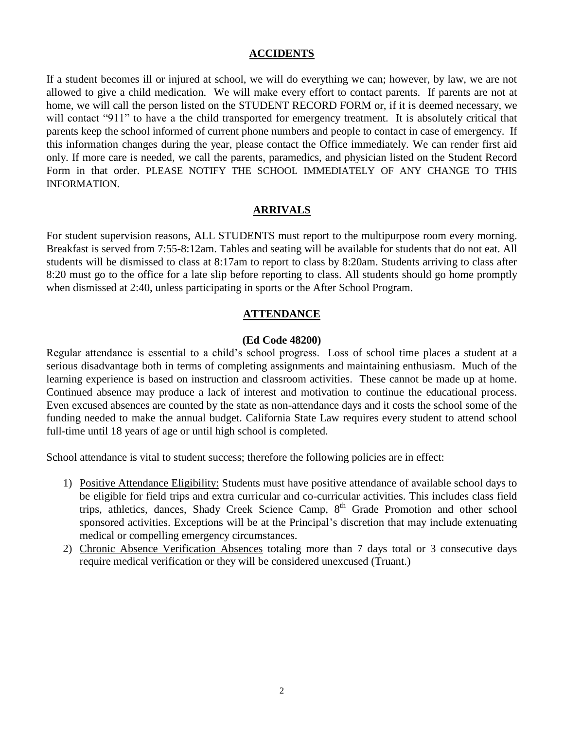## ACCIDENTS

If a student becomes ill or injured at school, we will do everything we can; however, by law, we are not allowed to give a child medication. We will make every effort to contact parents. If parents are not at home, we will call the person listed on the STUDENT RECORD FORM or, if it is deemed necessary, we will contact "911" to have a the child transported for emergency treatment. It is absolutely critical that parents keep the school informed of current phone numbers and people to contact in case of emergency. If this information changes during the year, please contact the Office immediately. We can render first aid only. If more care is needed, we call the parents, paramedics, and physician listed on the Student Record Form in that order. PLEASE NOTIFY THE SCHOOL IMMEDIATELY OF ANY CHANGE TO THIS INFORMATION.

## ARRIVALS

For student supervision reasons, ALL STUDENTS must report to the multipurpose room every morning. Breakfast is served from 7:55-8:12am. Tables and seating will be available for students that do not eat. All students will be dismissed to class at 8:17am to report to class by 8:20am. Students arriving to class after 8:20 must go to the office for a late slip before reporting to class. All students should go home promptly when dismissed at 2:40, unless participating in sports or the After School Program.

## ATTENDANCE

**(Ed Code 48200)**

Regular attendance is essential to a child's school progress. Loss of school time places a student at a serious disadvantage both in terms of completing assignments and maintaining enthusiasm. Much of the learning experience is based on instruction and classroom activities. These cannot be made up at home. Continued absence may produce a lack of interest and motivation to continue the educational process. Even excused absences are counted by the state as non-attendance days and it costs the school some of the funding needed to make the annual budget. California State Law requires every student to attend school full-time until 18 years of age or until high school is completed.

School attendance is vital to student success; therefore the following policies are in effect:

1) Positive Attendance Eligibility: Students must have positive attendance of available school days to be eligible for field trips and extra curricular and co-curricular activities. This includes class field trips, athletics, dances, Shady Creek Science Camp, 8th Grade Promotion and other school sponsored activities. Exceptions will be at the Principal's discretion that may include extenuating medical or compelling emergency circumstances.
2) Chronic Absence Verification Absences totaling more than 7 days total or 3 consecutive days require medical verification or they will be considered unexcused (Truant.)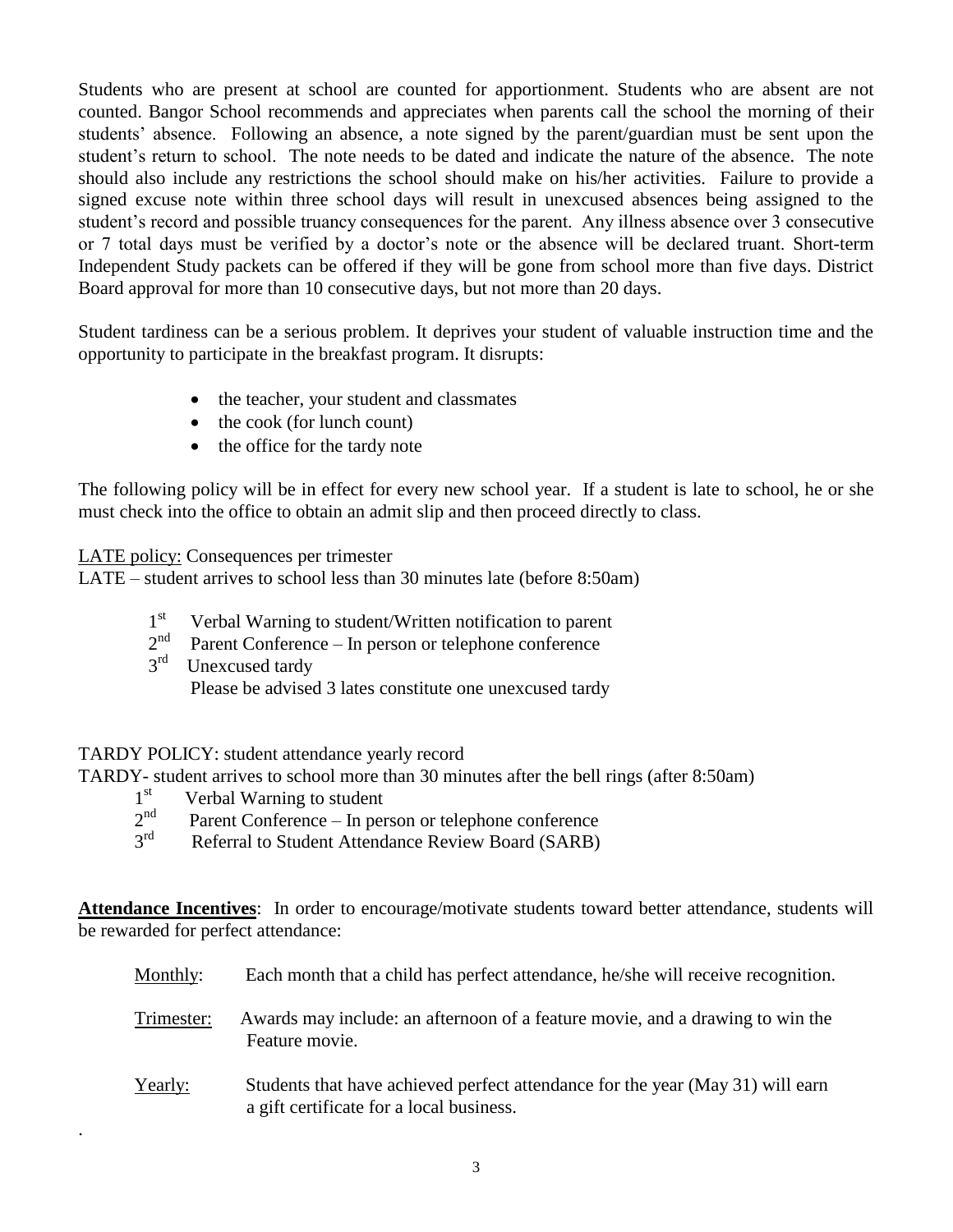Students who are present at school are counted for apportionment. Students who are absent are not counted. Bangor School recommends and appreciates when parents call the school the morning of their students' absence. Following an absence, a note signed by the parent/guardian must be sent upon the student's return to school. The note needs to be dated and indicate the nature of the absence. The note should also include any restrictions the school should make on his/her activities. Failure to provide a signed excuse note within three school days will result in unexcused absences being assigned to the student's record and possible truancy consequences for the parent. Any illness absence over 3 consecutive or 7 total days must be verified by a doctor's note or the absence will be declared truant. Short-term Independent Study packets can be offered if they will be gone from school more than five days. District Board approval for more than 10 consecutive days, but not more than 20 days.

Student tardiness can be a serious problem. It deprives your student of valuable instruction time and the opportunity to participate in the breakfast program. It disrupts:

- the teacher, your student and classmates
- the cook (for lunch count)
- the office for the tardy note

The following policy will be in effect for every new school year. If a student is late to school, he or she must check into the office to obtain an admit slip and then proceed directly to class.

LATE policy: Consequences per trimester

LATE – student arrives to school less than 30 minutes late (before 8:50am)

1st Verbal Warning to student/Written notification to parent
2nd Parent Conference – In person or telephone conference
3rd Unexcused tardy
Please be advised 3 lates constitute one unexcused tardy

TARDY POLICY: student attendance yearly record

TARDY- student arrives to school more than 30 minutes after the bell rings (after 8:50am)

1st Verbal Warning to student
2nd Parent Conference – In person or telephone conference
3rd Referral to Student Attendance Review Board (SARB)

**Attendance Incentives**: In order to encourage/motivate students toward better attendance, students will be rewarded for perfect attendance:

Monthly: Each month that a child has perfect attendance, he/she will receive recognition.

Trimester: Awards may include: an afternoon of a feature movie, and a drawing to win the Feature movie.

Yearly: Students that have achieved perfect attendance for the year (May 31) will earn a gift certificate for a local business.

.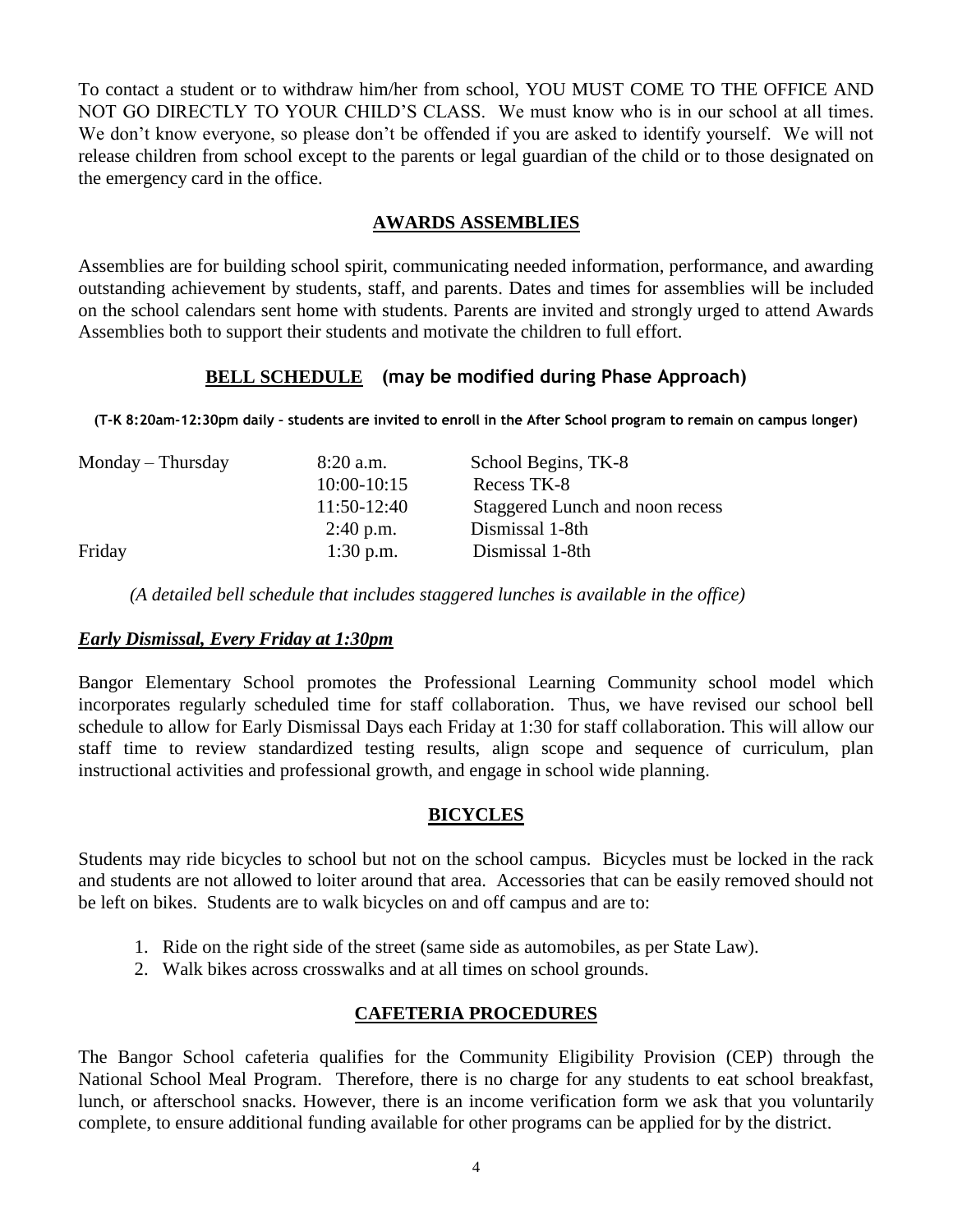To contact a student or to withdraw him/her from school, YOU MUST COME TO THE OFFICE AND NOT GO DIRECTLY TO YOUR CHILD'S CLASS. We must know who is in our school at all times. We don't know everyone, so please don't be offended if you are asked to identify yourself. We will not release children from school except to the parents or legal guardian of the child or to those designated on the emergency card in the office.

## AWARDS ASSEMBLIES

Assemblies are for building school spirit, communicating needed information, performance, and awarding outstanding achievement by students, staff, and parents. Dates and times for assemblies will be included on the school calendars sent home with students. Parents are invited and strongly urged to attend Awards Assemblies both to support their students and motivate the children to full effort.

## BELL SCHEDULE (may be modified during Phase Approach)

**(T-K 8:20am-12:30pm daily – students are invited to enroll in the After School program to remain on campus longer)**

| | | |
|---|---|---|
| Monday – Thursday | 8:20 a.m. | School Begins, TK-8 |
| | 10:00-10:15 | Recess TK-8 |
| | 11:50-12:40 | Staggered Lunch and noon recess |
| | 2:40 p.m. | Dismissal 1-8th |
| Friday | 1:30 p.m. | Dismissal 1-8th |

*(A detailed bell schedule that includes staggered lunches is available in the office)*

***Early Dismissal, Every Friday at 1:30pm***

Bangor Elementary School promotes the Professional Learning Community school model which incorporates regularly scheduled time for staff collaboration. Thus, we have revised our school bell schedule to allow for Early Dismissal Days each Friday at 1:30 for staff collaboration. This will allow our staff time to review standardized testing results, align scope and sequence of curriculum, plan instructional activities and professional growth, and engage in school wide planning.

## BICYCLES

Students may ride bicycles to school but not on the school campus. Bicycles must be locked in the rack and students are not allowed to loiter around that area. Accessories that can be easily removed should not be left on bikes. Students are to walk bicycles on and off campus and are to:

1. Ride on the right side of the street (same side as automobiles, as per State Law).
2. Walk bikes across crosswalks and at all times on school grounds.

## CAFETERIA PROCEDURES

The Bangor School cafeteria qualifies for the Community Eligibility Provision (CEP) through the National School Meal Program. Therefore, there is no charge for any students to eat school breakfast, lunch, or afterschool snacks. However, there is an income verification form we ask that you voluntarily complete, to ensure additional funding available for other programs can be applied for by the district.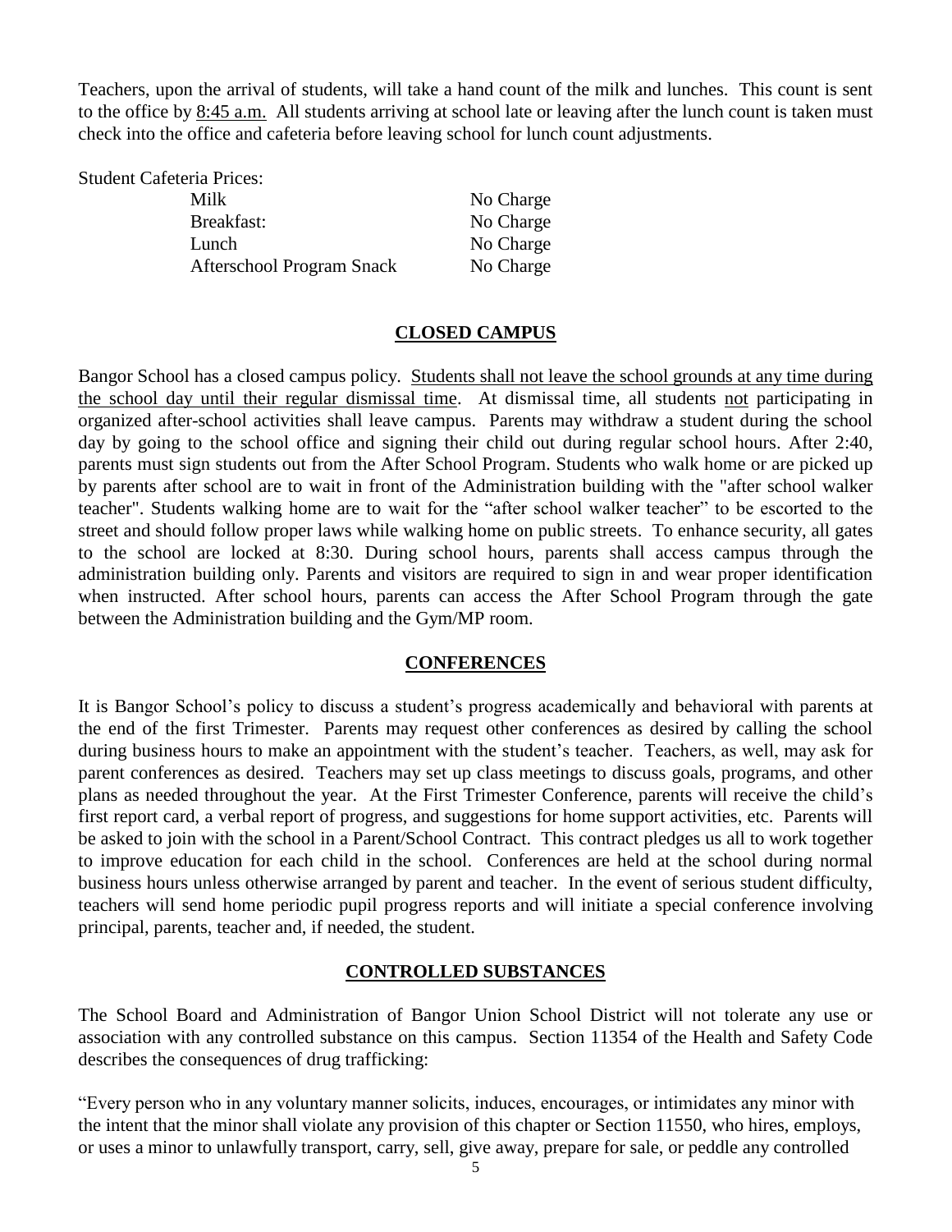Teachers, upon the arrival of students, will take a hand count of the milk and lunches. This count is sent to the office by 8:45 a.m. All students arriving at school late or leaving after the lunch count is taken must check into the office and cafeteria before leaving school for lunch count adjustments.

Student Cafeteria Prices:

| | |
|---|---|
| Milk | No Charge |
| Breakfast: | No Charge |
| Lunch | No Charge |
| Afterschool Program Snack | No Charge |

## CLOSED CAMPUS

Bangor School has a closed campus policy. Students shall not leave the school grounds at any time during the school day until their regular dismissal time. At dismissal time, all students not participating in organized after-school activities shall leave campus. Parents may withdraw a student during the school day by going to the school office and signing their child out during regular school hours. After 2:40, parents must sign students out from the After School Program. Students who walk home or are picked up by parents after school are to wait in front of the Administration building with the "after school walker teacher". Students walking home are to wait for the "after school walker teacher" to be escorted to the street and should follow proper laws while walking home on public streets. To enhance security, all gates to the school are locked at 8:30. During school hours, parents shall access campus through the administration building only. Parents and visitors are required to sign in and wear proper identification when instructed. After school hours, parents can access the After School Program through the gate between the Administration building and the Gym/MP room.

## CONFERENCES

It is Bangor School's policy to discuss a student's progress academically and behavioral with parents at the end of the first Trimester. Parents may request other conferences as desired by calling the school during business hours to make an appointment with the student's teacher. Teachers, as well, may ask for parent conferences as desired. Teachers may set up class meetings to discuss goals, programs, and other plans as needed throughout the year. At the First Trimester Conference, parents will receive the child's first report card, a verbal report of progress, and suggestions for home support activities, etc. Parents will be asked to join with the school in a Parent/School Contract. This contract pledges us all to work together to improve education for each child in the school. Conferences are held at the school during normal business hours unless otherwise arranged by parent and teacher. In the event of serious student difficulty, teachers will send home periodic pupil progress reports and will initiate a special conference involving principal, parents, teacher and, if needed, the student.

## CONTROLLED SUBSTANCES

The School Board and Administration of Bangor Union School District will not tolerate any use or association with any controlled substance on this campus. Section 11354 of the Health and Safety Code describes the consequences of drug trafficking:

"Every person who in any voluntary manner solicits, induces, encourages, or intimidates any minor with the intent that the minor shall violate any provision of this chapter or Section 11550, who hires, employs, or uses a minor to unlawfully transport, carry, sell, give away, prepare for sale, or peddle any controlled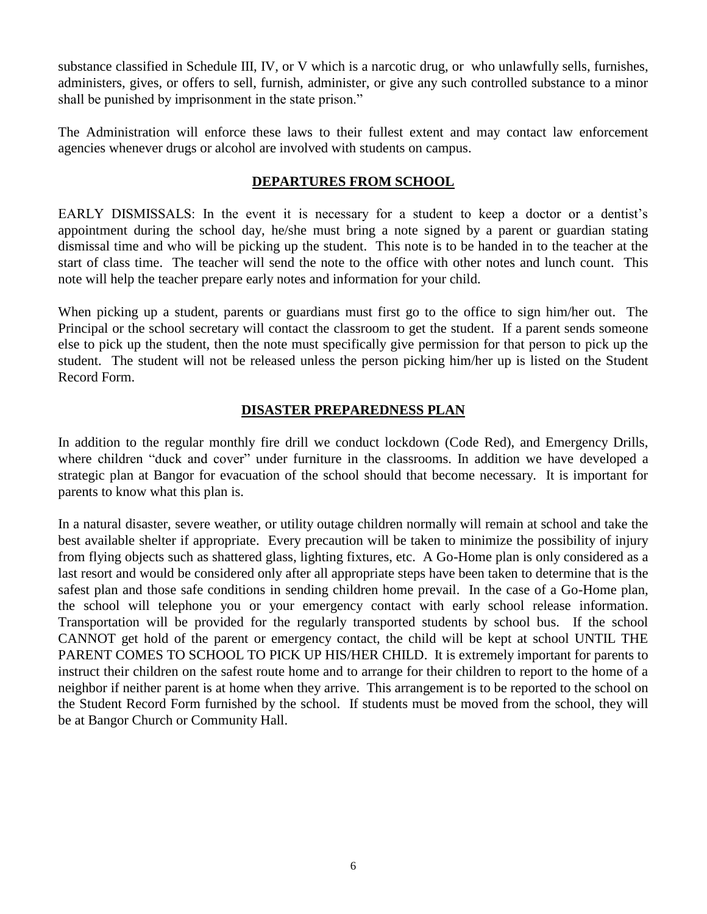substance classified in Schedule III, IV, or V which is a narcotic drug, or who unlawfully sells, furnishes, administers, gives, or offers to sell, furnish, administer, or give any such controlled substance to a minor shall be punished by imprisonment in the state prison."

The Administration will enforce these laws to their fullest extent and may contact law enforcement agencies whenever drugs or alcohol are involved with students on campus.

## DEPARTURES FROM SCHOOL

EARLY DISMISSALS: In the event it is necessary for a student to keep a doctor or a dentist's appointment during the school day, he/she must bring a note signed by a parent or guardian stating dismissal time and who will be picking up the student. This note is to be handed in to the teacher at the start of class time. The teacher will send the note to the office with other notes and lunch count. This note will help the teacher prepare early notes and information for your child.

When picking up a student, parents or guardians must first go to the office to sign him/her out. The Principal or the school secretary will contact the classroom to get the student. If a parent sends someone else to pick up the student, then the note must specifically give permission for that person to pick up the student. The student will not be released unless the person picking him/her up is listed on the Student Record Form.

## DISASTER PREPAREDNESS PLAN

In addition to the regular monthly fire drill we conduct lockdown (Code Red), and Emergency Drills, where children "duck and cover" under furniture in the classrooms. In addition we have developed a strategic plan at Bangor for evacuation of the school should that become necessary. It is important for parents to know what this plan is.

In a natural disaster, severe weather, or utility outage children normally will remain at school and take the best available shelter if appropriate. Every precaution will be taken to minimize the possibility of injury from flying objects such as shattered glass, lighting fixtures, etc. A Go-Home plan is only considered as a last resort and would be considered only after all appropriate steps have been taken to determine that is the safest plan and those safe conditions in sending children home prevail. In the case of a Go-Home plan, the school will telephone you or your emergency contact with early school release information. Transportation will be provided for the regularly transported students by school bus. If the school CANNOT get hold of the parent or emergency contact, the child will be kept at school UNTIL THE PARENT COMES TO SCHOOL TO PICK UP HIS/HER CHILD. It is extremely important for parents to instruct their children on the safest route home and to arrange for their children to report to the home of a neighbor if neither parent is at home when they arrive. This arrangement is to be reported to the school on the Student Record Form furnished by the school. If students must be moved from the school, they will be at Bangor Church or Community Hall.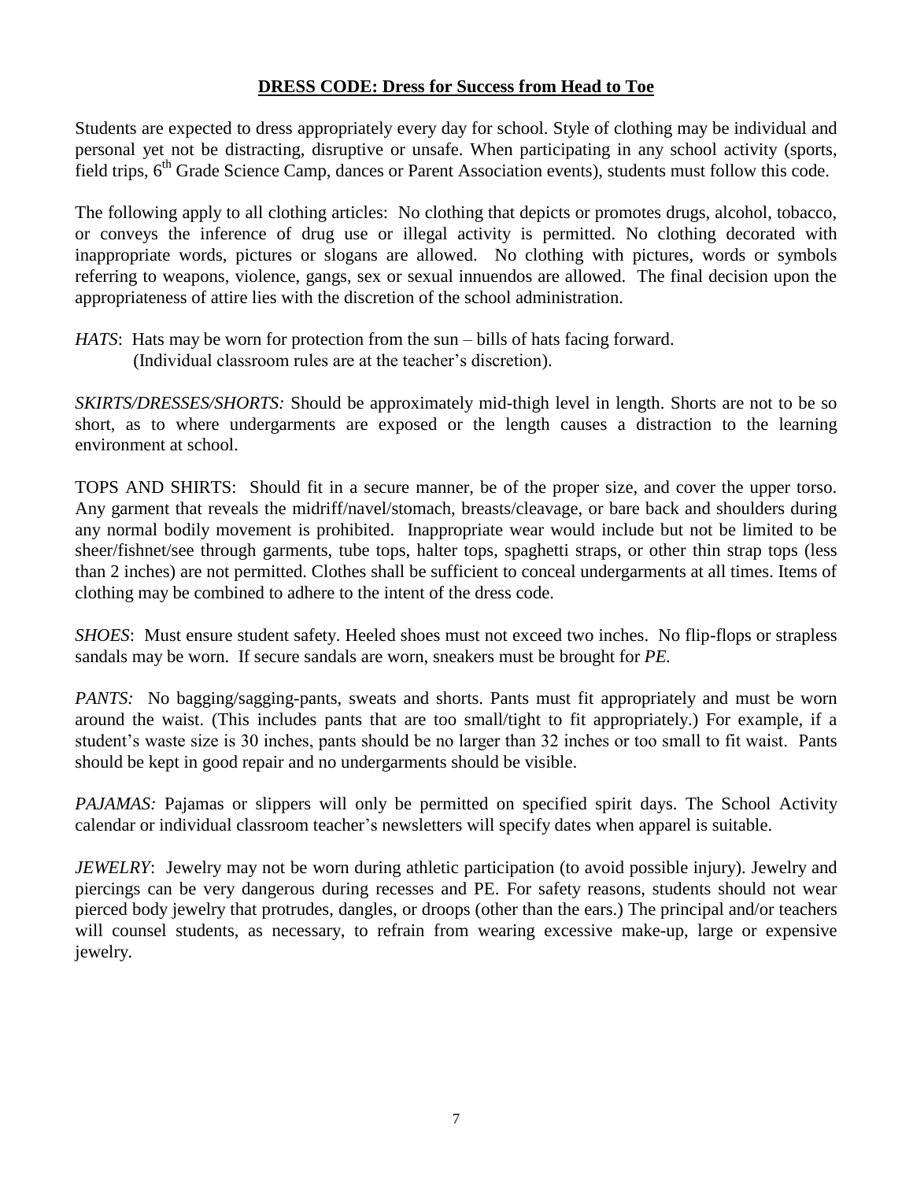## **DRESS CODE: Dress for Success from Head to Toe**

Students are expected to dress appropriately every day for school. Style of clothing may be individual and personal yet not be distracting, disruptive or unsafe. When participating in any school activity (sports, field trips, 6th Grade Science Camp, dances or Parent Association events), students must follow this code.

The following apply to all clothing articles: No clothing that depicts or promotes drugs, alcohol, tobacco, or conveys the inference of drug use or illegal activity is permitted. No clothing decorated with inappropriate words, pictures or slogans are allowed. No clothing with pictures, words or symbols referring to weapons, violence, gangs, sex or sexual innuendos are allowed. The final decision upon the appropriateness of attire lies with the discretion of the school administration.

*HATS*: Hats may be worn for protection from the sun – bills of hats facing forward. (Individual classroom rules are at the teacher's discretion).

*SKIRTS/DRESSES/SHORTS:* Should be approximately mid-thigh level in length. Shorts are not to be so short, as to where undergarments are exposed or the length causes a distraction to the learning environment at school.

TOPS AND SHIRTS: Should fit in a secure manner, be of the proper size, and cover the upper torso. Any garment that reveals the midriff/navel/stomach, breasts/cleavage, or bare back and shoulders during any normal bodily movement is prohibited. Inappropriate wear would include but not be limited to be sheer/fishnet/see through garments, tube tops, halter tops, spaghetti straps, or other thin strap tops (less than 2 inches) are not permitted. Clothes shall be sufficient to conceal undergarments at all times. Items of clothing may be combined to adhere to the intent of the dress code.

*SHOES*: Must ensure student safety. Heeled shoes must not exceed two inches. No flip-flops or strapless sandals may be worn. If secure sandals are worn, sneakers must be brought for *PE.*

*PANTS:* No bagging/sagging-pants, sweats and shorts. Pants must fit appropriately and must be worn around the waist. (This includes pants that are too small/tight to fit appropriately.) For example, if a student's waste size is 30 inches, pants should be no larger than 32 inches or too small to fit waist. Pants should be kept in good repair and no undergarments should be visible.

*PAJAMAS:* Pajamas or slippers will only be permitted on specified spirit days. The School Activity calendar or individual classroom teacher's newsletters will specify dates when apparel is suitable.

*JEWELRY*: Jewelry may not be worn during athletic participation (to avoid possible injury). Jewelry and piercings can be very dangerous during recesses and PE. For safety reasons, students should not wear pierced body jewelry that protrudes, dangles, or droops (other than the ears.) The principal and/or teachers will counsel students, as necessary, to refrain from wearing excessive make-up, large or expensive jewelry.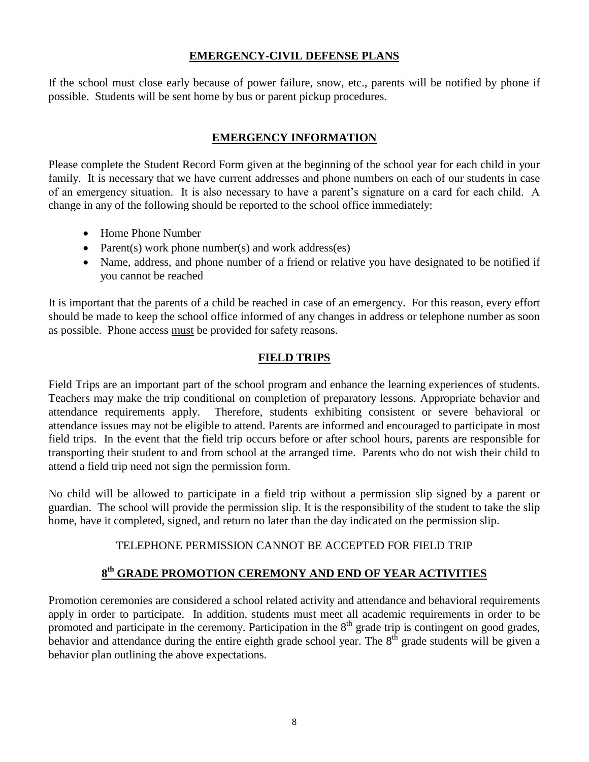## EMERGENCY-CIVIL DEFENSE PLANS

If the school must close early because of power failure, snow, etc., parents will be notified by phone if possible. Students will be sent home by bus or parent pickup procedures.

## EMERGENCY INFORMATION

Please complete the Student Record Form given at the beginning of the school year for each child in your family. It is necessary that we have current addresses and phone numbers on each of our students in case of an emergency situation. It is also necessary to have a parent's signature on a card for each child. A change in any of the following should be reported to the school office immediately:

- Home Phone Number
- Parent(s) work phone number(s) and work address(es)
- Name, address, and phone number of a friend or relative you have designated to be notified if you cannot be reached

It is important that the parents of a child be reached in case of an emergency. For this reason, every effort should be made to keep the school office informed of any changes in address or telephone number as soon as possible. Phone access must be provided for safety reasons.

## FIELD TRIPS

Field Trips are an important part of the school program and enhance the learning experiences of students. Teachers may make the trip conditional on completion of preparatory lessons. Appropriate behavior and attendance requirements apply. Therefore, students exhibiting consistent or severe behavioral or attendance issues may not be eligible to attend. Parents are informed and encouraged to participate in most field trips. In the event that the field trip occurs before or after school hours, parents are responsible for transporting their student to and from school at the arranged time. Parents who do not wish their child to attend a field trip need not sign the permission form.

No child will be allowed to participate in a field trip without a permission slip signed by a parent or guardian. The school will provide the permission slip. It is the responsibility of the student to take the slip home, have it completed, signed, and return no later than the day indicated on the permission slip.

TELEPHONE PERMISSION CANNOT BE ACCEPTED FOR FIELD TRIP

## 8th GRADE PROMOTION CEREMONY AND END OF YEAR ACTIVITIES

Promotion ceremonies are considered a school related activity and attendance and behavioral requirements apply in order to participate. In addition, students must meet all academic requirements in order to be promoted and participate in the ceremony. Participation in the 8th grade trip is contingent on good grades, behavior and attendance during the entire eighth grade school year. The 8th grade students will be given a behavior plan outlining the above expectations.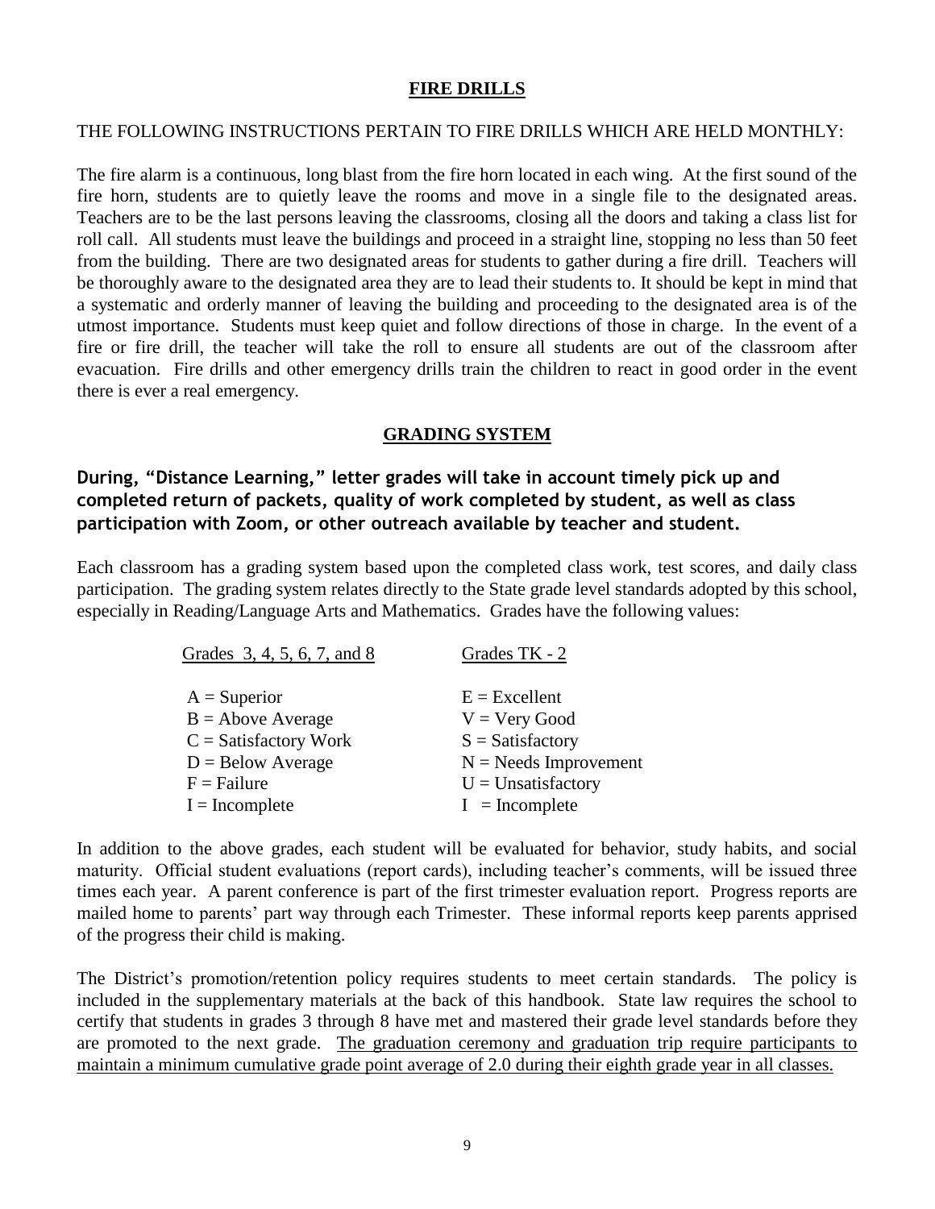## FIRE DRILLS

THE FOLLOWING INSTRUCTIONS PERTAIN TO FIRE DRILLS WHICH ARE HELD MONTHLY:

The fire alarm is a continuous, long blast from the fire horn located in each wing. At the first sound of the fire horn, students are to quietly leave the rooms and move in a single file to the designated areas. Teachers are to be the last persons leaving the classrooms, closing all the doors and taking a class list for roll call. All students must leave the buildings and proceed in a straight line, stopping no less than 50 feet from the building. There are two designated areas for students to gather during a fire drill. Teachers will be thoroughly aware to the designated area they are to lead their students to. It should be kept in mind that a systematic and orderly manner of leaving the building and proceeding to the designated area is of the utmost importance. Students must keep quiet and follow directions of those in charge. In the event of a fire or fire drill, the teacher will take the roll to ensure all students are out of the classroom after evacuation. Fire drills and other emergency drills train the children to react in good order in the event there is ever a real emergency.

## GRADING SYSTEM

**During, "Distance Learning," letter grades will take in account timely pick up and completed return of packets, quality of work completed by student, as well as class participation with Zoom, or other outreach available by teacher and student.**

Each classroom has a grading system based upon the completed class work, test scores, and daily class participation. The grading system relates directly to the State grade level standards adopted by this school, especially in Reading/Language Arts and Mathematics. Grades have the following values:

| Grades 3, 4, 5, 6, 7, and 8 | Grades TK - 2 |
|---|---|
| A = Superior | E = Excellent |
| B = Above Average | V = Very Good |
| C = Satisfactory Work | S = Satisfactory |
| D = Below Average | N = Needs Improvement |
| F = Failure | U = Unsatisfactory |
| I = Incomplete | I = Incomplete |

In addition to the above grades, each student will be evaluated for behavior, study habits, and social maturity. Official student evaluations (report cards), including teacher's comments, will be issued three times each year. A parent conference is part of the first trimester evaluation report. Progress reports are mailed home to parents' part way through each Trimester. These informal reports keep parents apprised of the progress their child is making.

The District's promotion/retention policy requires students to meet certain standards. The policy is included in the supplementary materials at the back of this handbook. State law requires the school to certify that students in grades 3 through 8 have met and mastered their grade level standards before they are promoted to the next grade. <u>The graduation ceremony and graduation trip require participants to maintain a minimum cumulative grade point average of 2.0 during their eighth grade year in all classes.</u>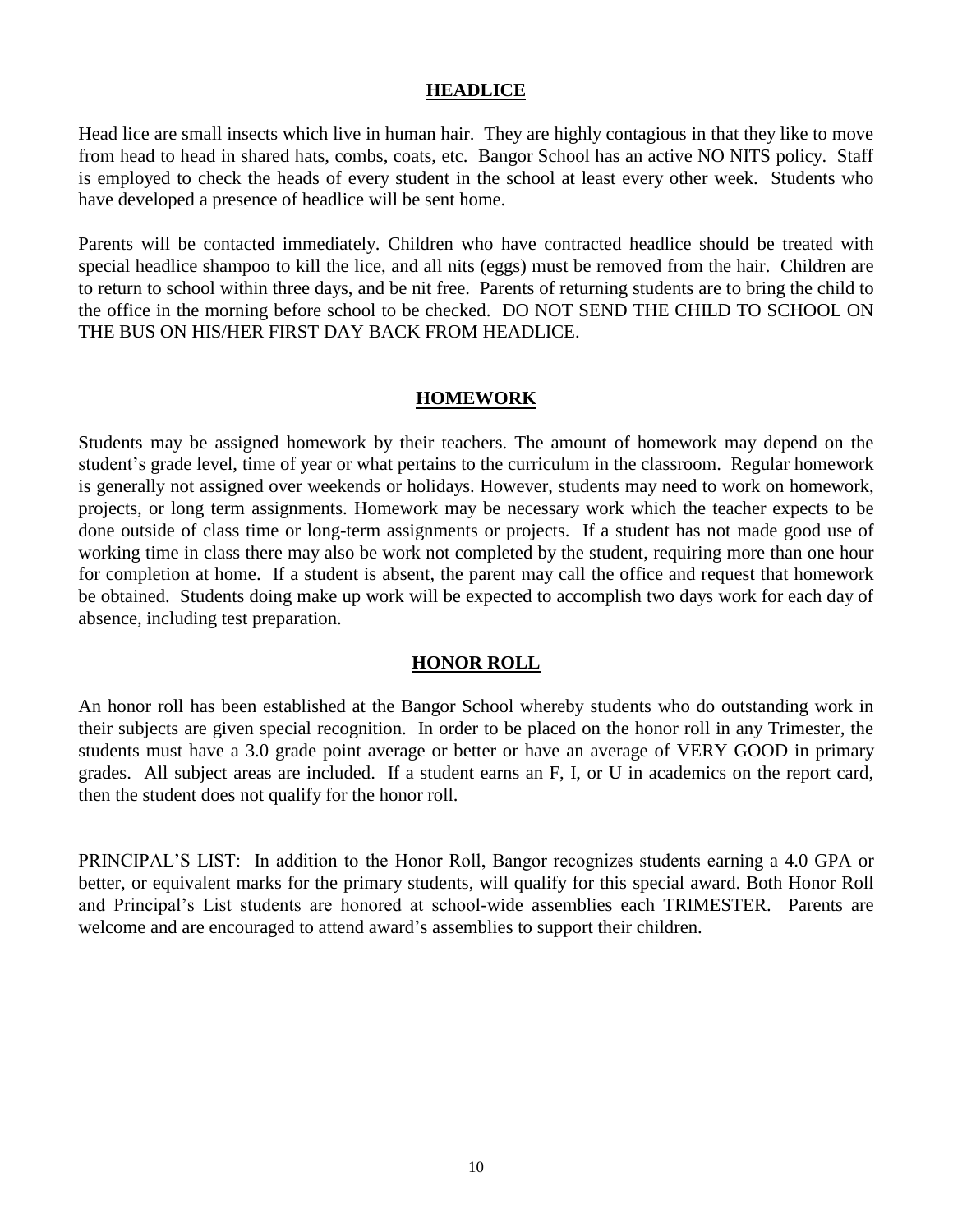## HEADLICE

Head lice are small insects which live in human hair. They are highly contagious in that they like to move from head to head in shared hats, combs, coats, etc. Bangor School has an active NO NITS policy. Staff is employed to check the heads of every student in the school at least every other week. Students who have developed a presence of headlice will be sent home.

Parents will be contacted immediately. Children who have contracted headlice should be treated with special headlice shampoo to kill the lice, and all nits (eggs) must be removed from the hair. Children are to return to school within three days, and be nit free. Parents of returning students are to bring the child to the office in the morning before school to be checked. DO NOT SEND THE CHILD TO SCHOOL ON THE BUS ON HIS/HER FIRST DAY BACK FROM HEADLICE.

## HOMEWORK

Students may be assigned homework by their teachers. The amount of homework may depend on the student's grade level, time of year or what pertains to the curriculum in the classroom. Regular homework is generally not assigned over weekends or holidays. However, students may need to work on homework, projects, or long term assignments. Homework may be necessary work which the teacher expects to be done outside of class time or long-term assignments or projects. If a student has not made good use of working time in class there may also be work not completed by the student, requiring more than one hour for completion at home. If a student is absent, the parent may call the office and request that homework be obtained. Students doing make up work will be expected to accomplish two days work for each day of absence, including test preparation.

## HONOR ROLL

An honor roll has been established at the Bangor School whereby students who do outstanding work in their subjects are given special recognition. In order to be placed on the honor roll in any Trimester, the students must have a 3.0 grade point average or better or have an average of VERY GOOD in primary grades. All subject areas are included. If a student earns an F, I, or U in academics on the report card, then the student does not qualify for the honor roll.

PRINCIPAL'S LIST: In addition to the Honor Roll, Bangor recognizes students earning a 4.0 GPA or better, or equivalent marks for the primary students, will qualify for this special award. Both Honor Roll and Principal's List students are honored at school-wide assemblies each TRIMESTER. Parents are welcome and are encouraged to attend award's assemblies to support their children.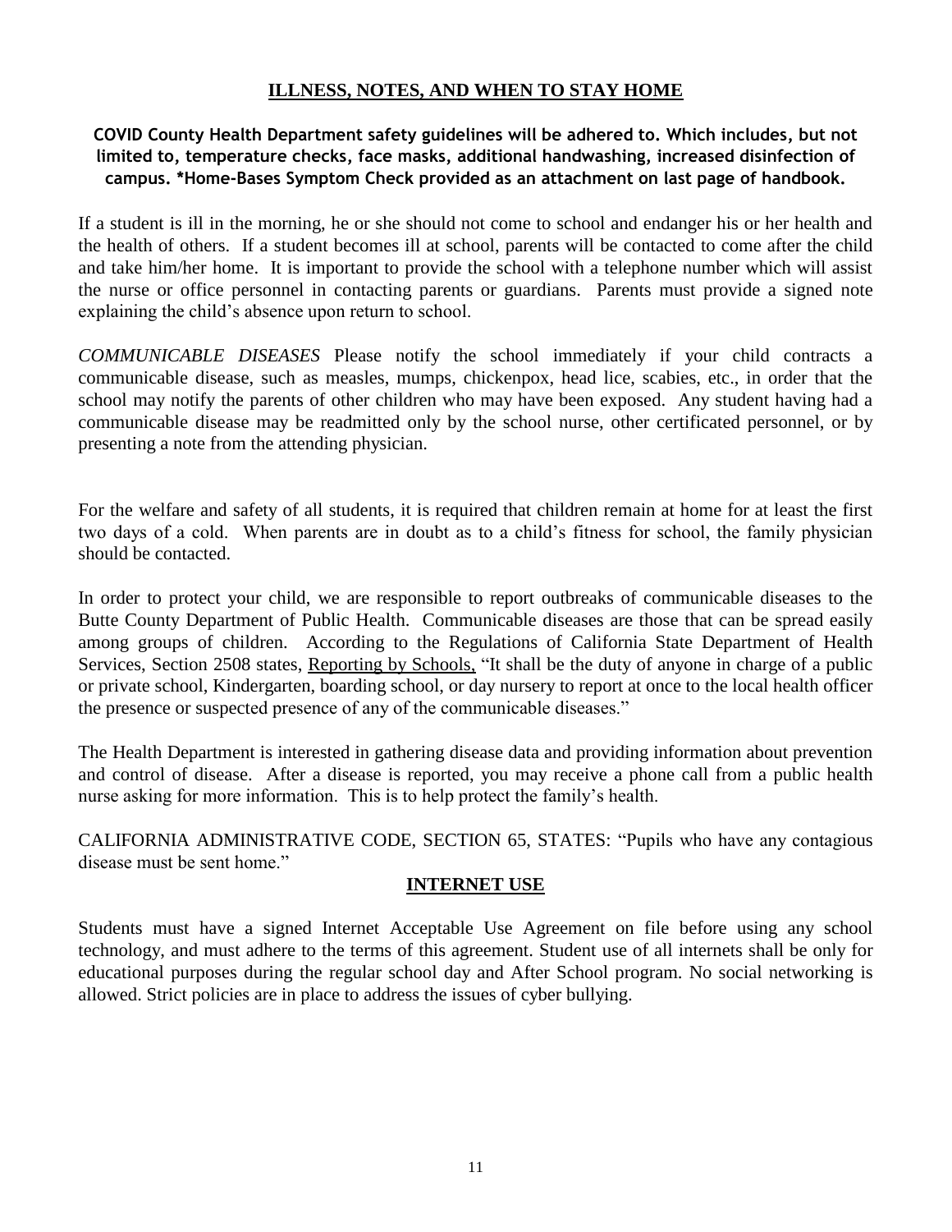## ILLNESS, NOTES, AND WHEN TO STAY HOME

**COVID County Health Department safety guidelines will be adhered to. Which includes, but not limited to, temperature checks, face masks, additional handwashing, increased disinfection of campus. *Home-Bases Symptom Check provided as an attachment on last page of handbook.**

If a student is ill in the morning, he or she should not come to school and endanger his or her health and the health of others. If a student becomes ill at school, parents will be contacted to come after the child and take him/her home. It is important to provide the school with a telephone number which will assist the nurse or office personnel in contacting parents or guardians. Parents must provide a signed note explaining the child's absence upon return to school.

*COMMUNICABLE DISEASES* Please notify the school immediately if your child contracts a communicable disease, such as measles, mumps, chickenpox, head lice, scabies, etc., in order that the school may notify the parents of other children who may have been exposed. Any student having had a communicable disease may be readmitted only by the school nurse, other certificated personnel, or by presenting a note from the attending physician.

For the welfare and safety of all students, it is required that children remain at home for at least the first two days of a cold. When parents are in doubt as to a child's fitness for school, the family physician should be contacted.

In order to protect your child, we are responsible to report outbreaks of communicable diseases to the Butte County Department of Public Health. Communicable diseases are those that can be spread easily among groups of children. According to the Regulations of California State Department of Health Services, Section 2508 states, Reporting by Schools, "It shall be the duty of anyone in charge of a public or private school, Kindergarten, boarding school, or day nursery to report at once to the local health officer the presence or suspected presence of any of the communicable diseases."

The Health Department is interested in gathering disease data and providing information about prevention and control of disease. After a disease is reported, you may receive a phone call from a public health nurse asking for more information. This is to help protect the family's health.

CALIFORNIA ADMINISTRATIVE CODE, SECTION 65, STATES: "Pupils who have any contagious disease must be sent home."

## INTERNET USE

Students must have a signed Internet Acceptable Use Agreement on file before using any school technology, and must adhere to the terms of this agreement. Student use of all internets shall be only for educational purposes during the regular school day and After School program. No social networking is allowed. Strict policies are in place to address the issues of cyber bullying.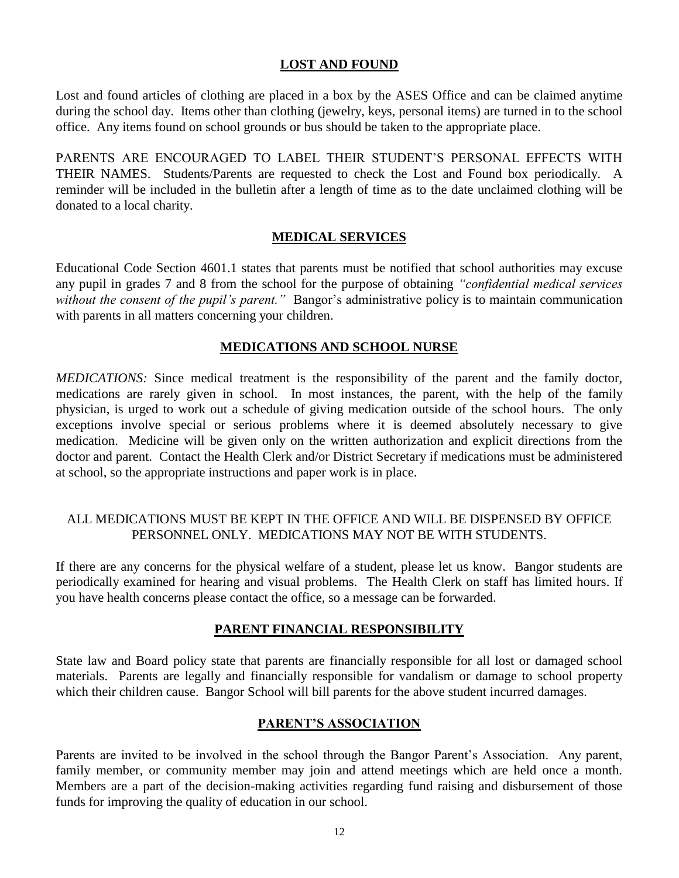## LOST AND FOUND

Lost and found articles of clothing are placed in a box by the ASES Office and can be claimed anytime during the school day. Items other than clothing (jewelry, keys, personal items) are turned in to the school office. Any items found on school grounds or bus should be taken to the appropriate place.

PARENTS ARE ENCOURAGED TO LABEL THEIR STUDENT'S PERSONAL EFFECTS WITH THEIR NAMES. Students/Parents are requested to check the Lost and Found box periodically. A reminder will be included in the bulletin after a length of time as to the date unclaimed clothing will be donated to a local charity.

## MEDICAL SERVICES

Educational Code Section 4601.1 states that parents must be notified that school authorities may excuse any pupil in grades 7 and 8 from the school for the purpose of obtaining *"confidential medical services without the consent of the pupil's parent."* Bangor's administrative policy is to maintain communication with parents in all matters concerning your children.

## MEDICATIONS AND SCHOOL NURSE

*MEDICATIONS:* Since medical treatment is the responsibility of the parent and the family doctor, medications are rarely given in school. In most instances, the parent, with the help of the family physician, is urged to work out a schedule of giving medication outside of the school hours. The only exceptions involve special or serious problems where it is deemed absolutely necessary to give medication. Medicine will be given only on the written authorization and explicit directions from the doctor and parent. Contact the Health Clerk and/or District Secretary if medications must be administered at school, so the appropriate instructions and paper work is in place.

ALL MEDICATIONS MUST BE KEPT IN THE OFFICE AND WILL BE DISPENSED BY OFFICE PERSONNEL ONLY. MEDICATIONS MAY NOT BE WITH STUDENTS.

If there are any concerns for the physical welfare of a student, please let us know. Bangor students are periodically examined for hearing and visual problems. The Health Clerk on staff has limited hours. If you have health concerns please contact the office, so a message can be forwarded.

## PARENT FINANCIAL RESPONSIBILITY

State law and Board policy state that parents are financially responsible for all lost or damaged school materials. Parents are legally and financially responsible for vandalism or damage to school property which their children cause. Bangor School will bill parents for the above student incurred damages.

## PARENT'S ASSOCIATION

Parents are invited to be involved in the school through the Bangor Parent's Association. Any parent, family member, or community member may join and attend meetings which are held once a month. Members are a part of the decision-making activities regarding fund raising and disbursement of those funds for improving the quality of education in our school.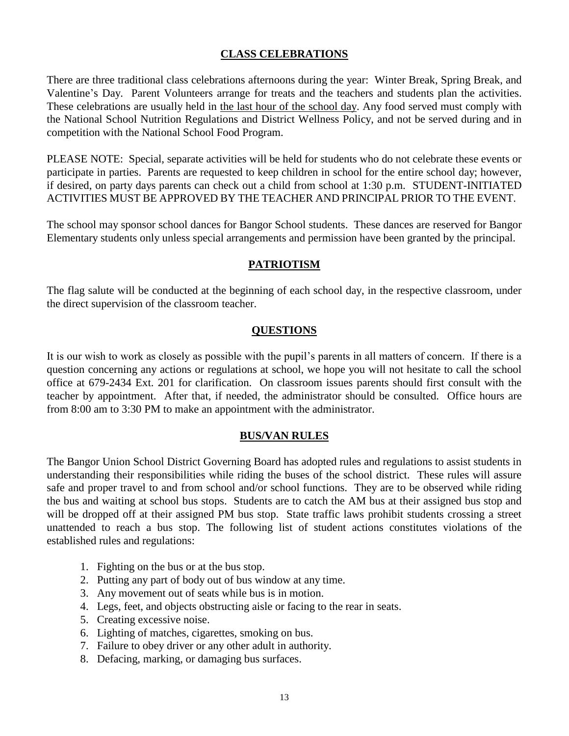## CLASS CELEBRATIONS

There are three traditional class celebrations afternoons during the year: Winter Break, Spring Break, and Valentine's Day. Parent Volunteers arrange for treats and the teachers and students plan the activities. These celebrations are usually held in the last hour of the school day. Any food served must comply with the National School Nutrition Regulations and District Wellness Policy, and not be served during and in competition with the National School Food Program.

PLEASE NOTE: Special, separate activities will be held for students who do not celebrate these events or participate in parties. Parents are requested to keep children in school for the entire school day; however, if desired, on party days parents can check out a child from school at 1:30 p.m. STUDENT-INITIATED ACTIVITIES MUST BE APPROVED BY THE TEACHER AND PRINCIPAL PRIOR TO THE EVENT.

The school may sponsor school dances for Bangor School students. These dances are reserved for Bangor Elementary students only unless special arrangements and permission have been granted by the principal.

## PATRIOTISM

The flag salute will be conducted at the beginning of each school day, in the respective classroom, under the direct supervision of the classroom teacher.

## QUESTIONS

It is our wish to work as closely as possible with the pupil's parents in all matters of concern. If there is a question concerning any actions or regulations at school, we hope you will not hesitate to call the school office at 679-2434 Ext. 201 for clarification. On classroom issues parents should first consult with the teacher by appointment. After that, if needed, the administrator should be consulted. Office hours are from 8:00 am to 3:30 PM to make an appointment with the administrator.

## BUS/VAN RULES

The Bangor Union School District Governing Board has adopted rules and regulations to assist students in understanding their responsibilities while riding the buses of the school district. These rules will assure safe and proper travel to and from school and/or school functions. They are to be observed while riding the bus and waiting at school bus stops. Students are to catch the AM bus at their assigned bus stop and will be dropped off at their assigned PM bus stop. State traffic laws prohibit students crossing a street unattended to reach a bus stop. The following list of student actions constitutes violations of the established rules and regulations:

1. Fighting on the bus or at the bus stop.
2. Putting any part of body out of bus window at any time.
3. Any movement out of seats while bus is in motion.
4. Legs, feet, and objects obstructing aisle or facing to the rear in seats.
5. Creating excessive noise.
6. Lighting of matches, cigarettes, smoking on bus.
7. Failure to obey driver or any other adult in authority.
8. Defacing, marking, or damaging bus surfaces.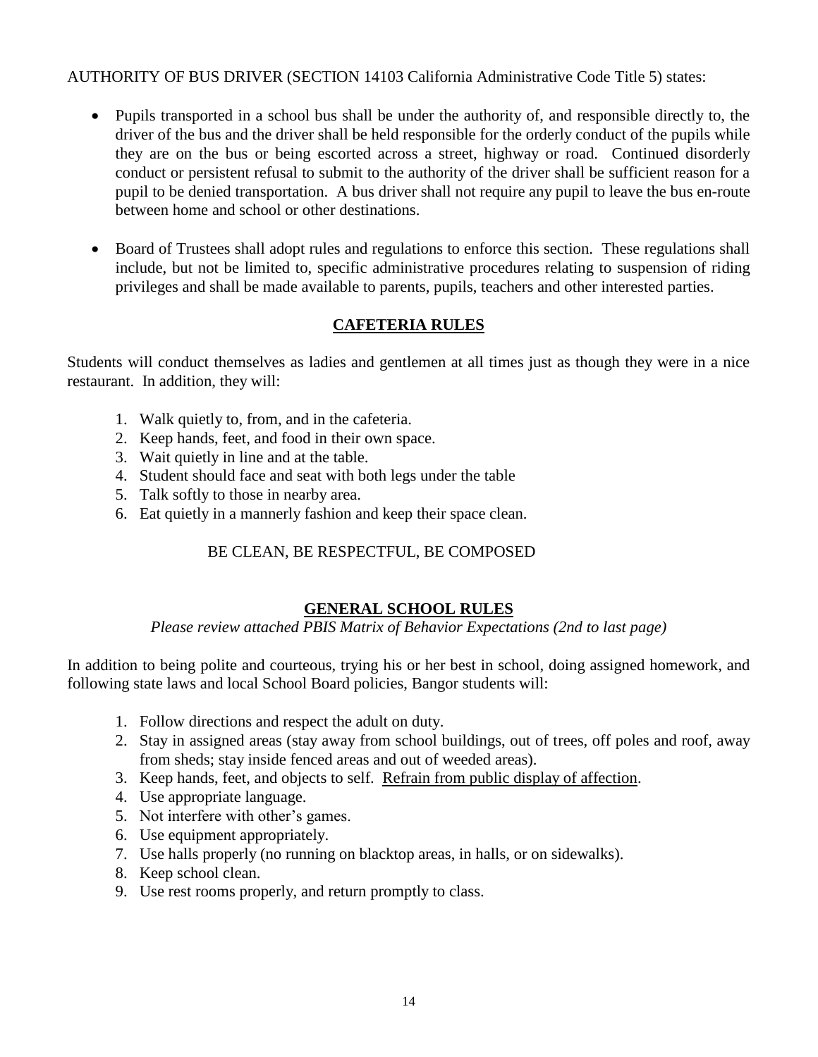AUTHORITY OF BUS DRIVER (SECTION 14103 California Administrative Code Title 5) states:

- Pupils transported in a school bus shall be under the authority of, and responsible directly to, the driver of the bus and the driver shall be held responsible for the orderly conduct of the pupils while they are on the bus or being escorted across a street, highway or road. Continued disorderly conduct or persistent refusal to submit to the authority of the driver shall be sufficient reason for a pupil to be denied transportation. A bus driver shall not require any pupil to leave the bus en-route between home and school or other destinations.

- Board of Trustees shall adopt rules and regulations to enforce this section. These regulations shall include, but not be limited to, specific administrative procedures relating to suspension of riding privileges and shall be made available to parents, pupils, teachers and other interested parties.

## CAFETERIA RULES

Students will conduct themselves as ladies and gentlemen at all times just as though they were in a nice restaurant. In addition, they will:

1. Walk quietly to, from, and in the cafeteria.
2. Keep hands, feet, and food in their own space.
3. Wait quietly in line and at the table.
4. Student should face and seat with both legs under the table
5. Talk softly to those in nearby area.
6. Eat quietly in a mannerly fashion and keep their space clean.

BE CLEAN, BE RESPECTFUL, BE COMPOSED

## GENERAL SCHOOL RULES

*Please review attached PBIS Matrix of Behavior Expectations (2nd to last page)*

In addition to being polite and courteous, trying his or her best in school, doing assigned homework, and following state laws and local School Board policies, Bangor students will:

1. Follow directions and respect the adult on duty.
2. Stay in assigned areas (stay away from school buildings, out of trees, off poles and roof, away from sheds; stay inside fenced areas and out of weeded areas).
3. Keep hands, feet, and objects to self. <u>Refrain from public display of affection</u>.
4. Use appropriate language.
5. Not interfere with other's games.
6. Use equipment appropriately.
7. Use halls properly (no running on blacktop areas, in halls, or on sidewalks).
8. Keep school clean.
9. Use rest rooms properly, and return promptly to class.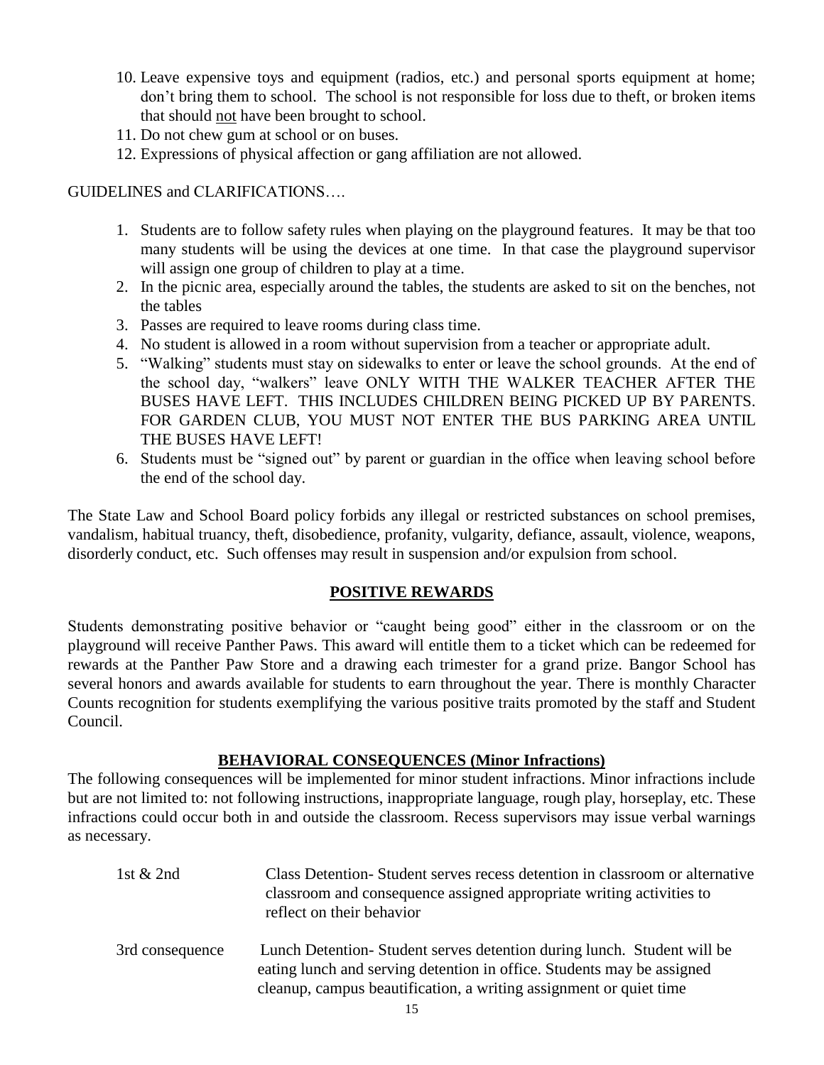10. Leave expensive toys and equipment (radios, etc.) and personal sports equipment at home; don't bring them to school. The school is not responsible for loss due to theft, or broken items that should not have been brought to school.
11. Do not chew gum at school or on buses.
12. Expressions of physical affection or gang affiliation are not allowed.

GUIDELINES and CLARIFICATIONS….

1. Students are to follow safety rules when playing on the playground features. It may be that too many students will be using the devices at one time. In that case the playground supervisor will assign one group of children to play at a time.
2. In the picnic area, especially around the tables, the students are asked to sit on the benches, not the tables
3. Passes are required to leave rooms during class time.
4. No student is allowed in a room without supervision from a teacher or appropriate adult.
5. "Walking" students must stay on sidewalks to enter or leave the school grounds. At the end of the school day, "walkers" leave ONLY WITH THE WALKER TEACHER AFTER THE BUSES HAVE LEFT. THIS INCLUDES CHILDREN BEING PICKED UP BY PARENTS. FOR GARDEN CLUB, YOU MUST NOT ENTER THE BUS PARKING AREA UNTIL THE BUSES HAVE LEFT!
6. Students must be "signed out" by parent or guardian in the office when leaving school before the end of the school day.

The State Law and School Board policy forbids any illegal or restricted substances on school premises, vandalism, habitual truancy, theft, disobedience, profanity, vulgarity, defiance, assault, violence, weapons, disorderly conduct, etc. Such offenses may result in suspension and/or expulsion from school.

## POSITIVE REWARDS

Students demonstrating positive behavior or "caught being good" either in the classroom or on the playground will receive Panther Paws. This award will entitle them to a ticket which can be redeemed for rewards at the Panther Paw Store and a drawing each trimester for a grand prize. Bangor School has several honors and awards available for students to earn throughout the year. There is monthly Character Counts recognition for students exemplifying the various positive traits promoted by the staff and Student Council.

## BEHAVIORAL CONSEQUENCES (Minor Infractions)

The following consequences will be implemented for minor student infractions. Minor infractions include but are not limited to: not following instructions, inappropriate language, rough play, horseplay, etc. These infractions could occur both in and outside the classroom. Recess supervisors may issue verbal warnings as necessary.

| | |
|---|---|
| 1st & 2nd | Class Detention- Student serves recess detention in classroom or alternative classroom and consequence assigned appropriate writing activities to reflect on their behavior |
| 3rd consequence | Lunch Detention- Student serves detention during lunch. Student will be eating lunch and serving detention in office. Students may be assigned cleanup, campus beautification, a writing assignment or quiet time |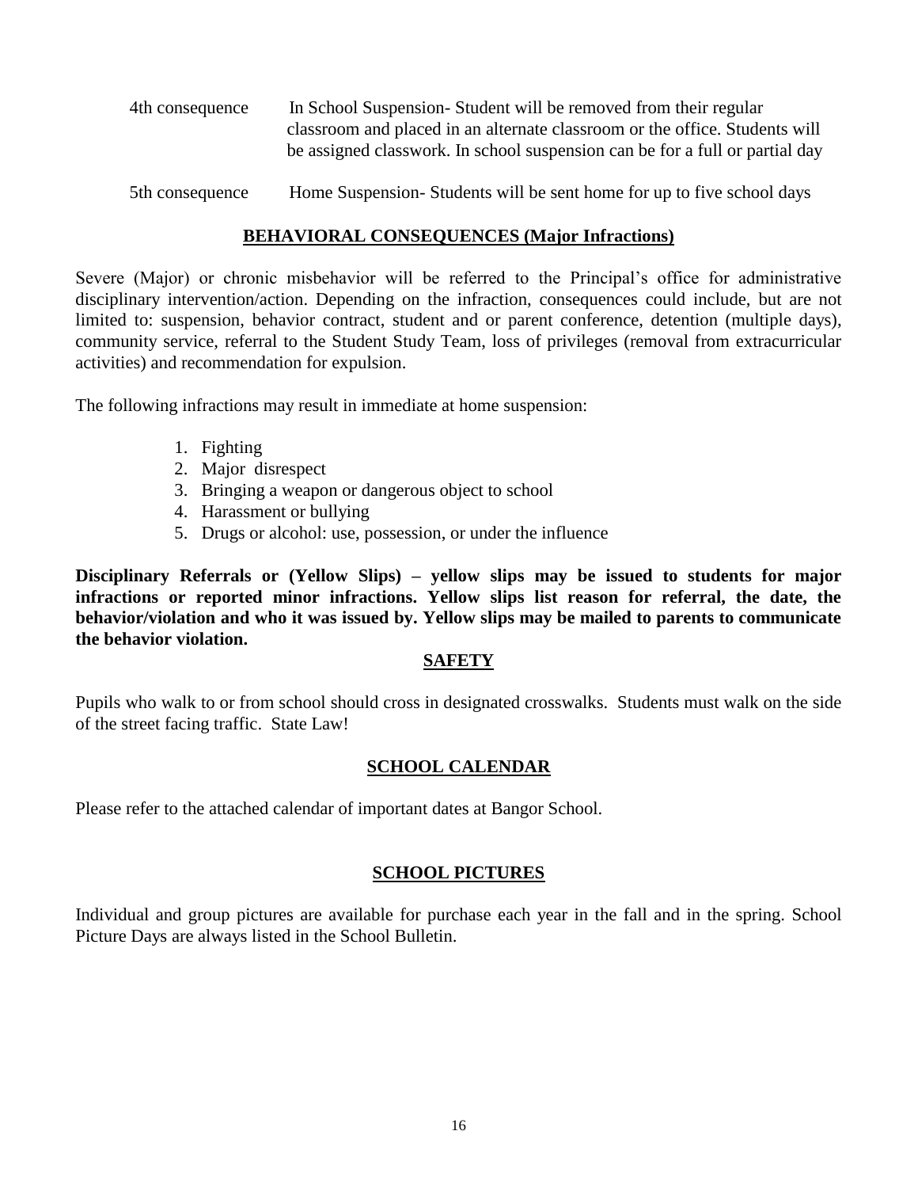| | |
|---|---|
| 4th consequence | In School Suspension- Student will be removed from their regular classroom and placed in an alternate classroom or the office. Students will be assigned classwork. In school suspension can be for a full or partial day |
| 5th consequence | Home Suspension- Students will be sent home for up to five school days |

## BEHAVIORAL CONSEQUENCES (Major Infractions)

Severe (Major) or chronic misbehavior will be referred to the Principal's office for administrative disciplinary intervention/action. Depending on the infraction, consequences could include, but are not limited to: suspension, behavior contract, student and or parent conference, detention (multiple days), community service, referral to the Student Study Team, loss of privileges (removal from extracurricular activities) and recommendation for expulsion.

The following infractions may result in immediate at home suspension:

1. Fighting
2. Major disrespect
3. Bringing a weapon or dangerous object to school
4. Harassment or bullying
5. Drugs or alcohol: use, possession, or under the influence

**Disciplinary Referrals or (Yellow Slips) – yellow slips may be issued to students for major infractions or reported minor infractions. Yellow slips list reason for referral, the date, the behavior/violation and who it was issued by. Yellow slips may be mailed to parents to communicate the behavior violation.**

## SAFETY

Pupils who walk to or from school should cross in designated crosswalks. Students must walk on the side of the street facing traffic. State Law!

## SCHOOL CALENDAR

Please refer to the attached calendar of important dates at Bangor School.

## SCHOOL PICTURES

Individual and group pictures are available for purchase each year in the fall and in the spring. School Picture Days are always listed in the School Bulletin.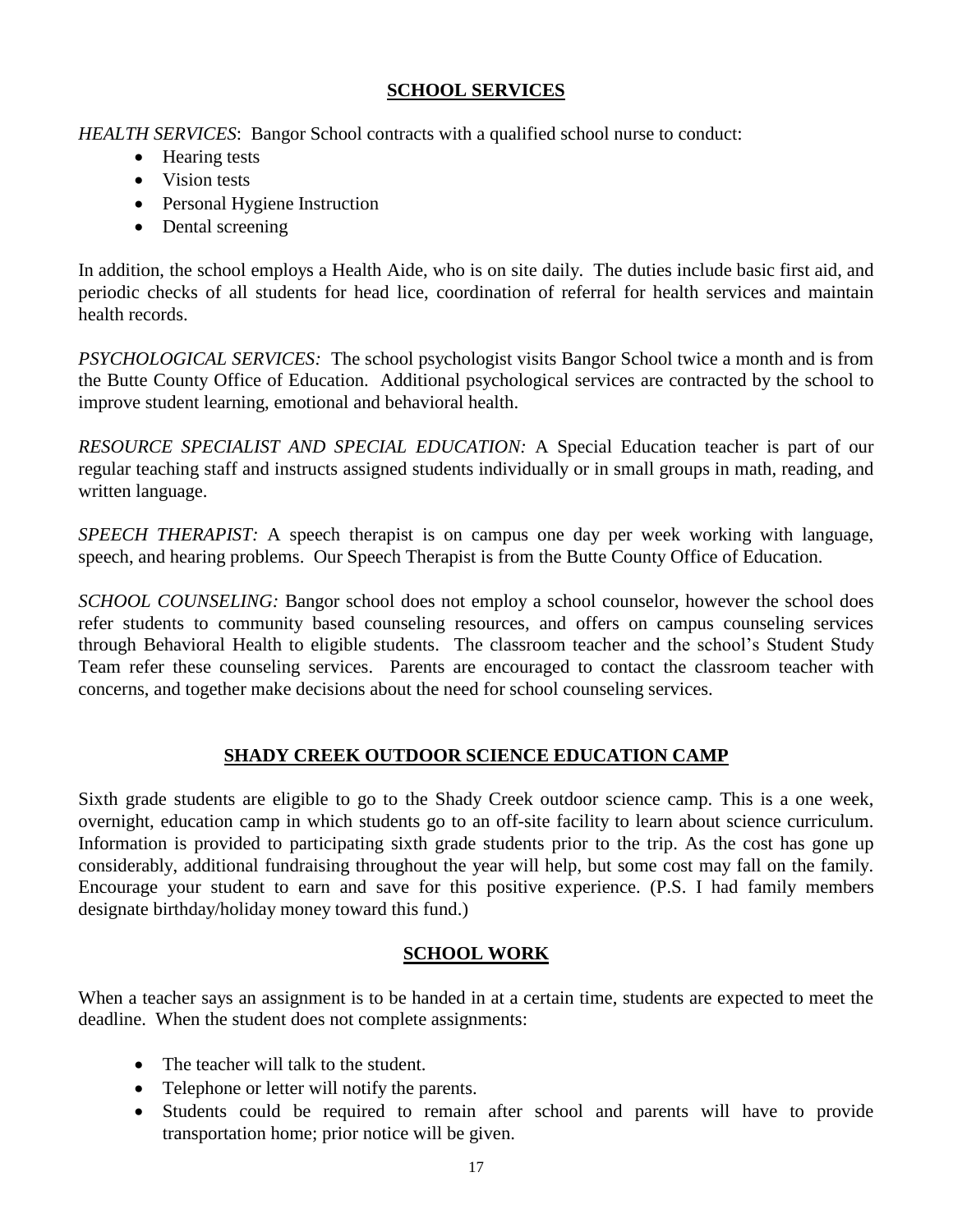## SCHOOL SERVICES

*HEALTH SERVICES*: Bangor School contracts with a qualified school nurse to conduct:

- Hearing tests
- Vision tests
- Personal Hygiene Instruction
- Dental screening

In addition, the school employs a Health Aide, who is on site daily. The duties include basic first aid, and periodic checks of all students for head lice, coordination of referral for health services and maintain health records.

*PSYCHOLOGICAL SERVICES:* The school psychologist visits Bangor School twice a month and is from the Butte County Office of Education. Additional psychological services are contracted by the school to improve student learning, emotional and behavioral health.

*RESOURCE SPECIALIST AND SPECIAL EDUCATION:* A Special Education teacher is part of our regular teaching staff and instructs assigned students individually or in small groups in math, reading, and written language.

*SPEECH THERAPIST:* A speech therapist is on campus one day per week working with language, speech, and hearing problems. Our Speech Therapist is from the Butte County Office of Education.

*SCHOOL COUNSELING:* Bangor school does not employ a school counselor, however the school does refer students to community based counseling resources, and offers on campus counseling services through Behavioral Health to eligible students. The classroom teacher and the school's Student Study Team refer these counseling services. Parents are encouraged to contact the classroom teacher with concerns, and together make decisions about the need for school counseling services.

## SHADY CREEK OUTDOOR SCIENCE EDUCATION CAMP

Sixth grade students are eligible to go to the Shady Creek outdoor science camp. This is a one week, overnight, education camp in which students go to an off-site facility to learn about science curriculum. Information is provided to participating sixth grade students prior to the trip. As the cost has gone up considerably, additional fundraising throughout the year will help, but some cost may fall on the family. Encourage your student to earn and save for this positive experience. (P.S. I had family members designate birthday/holiday money toward this fund.)

## SCHOOL WORK

When a teacher says an assignment is to be handed in at a certain time, students are expected to meet the deadline. When the student does not complete assignments:

- The teacher will talk to the student.
- Telephone or letter will notify the parents.
- Students could be required to remain after school and parents will have to provide transportation home; prior notice will be given.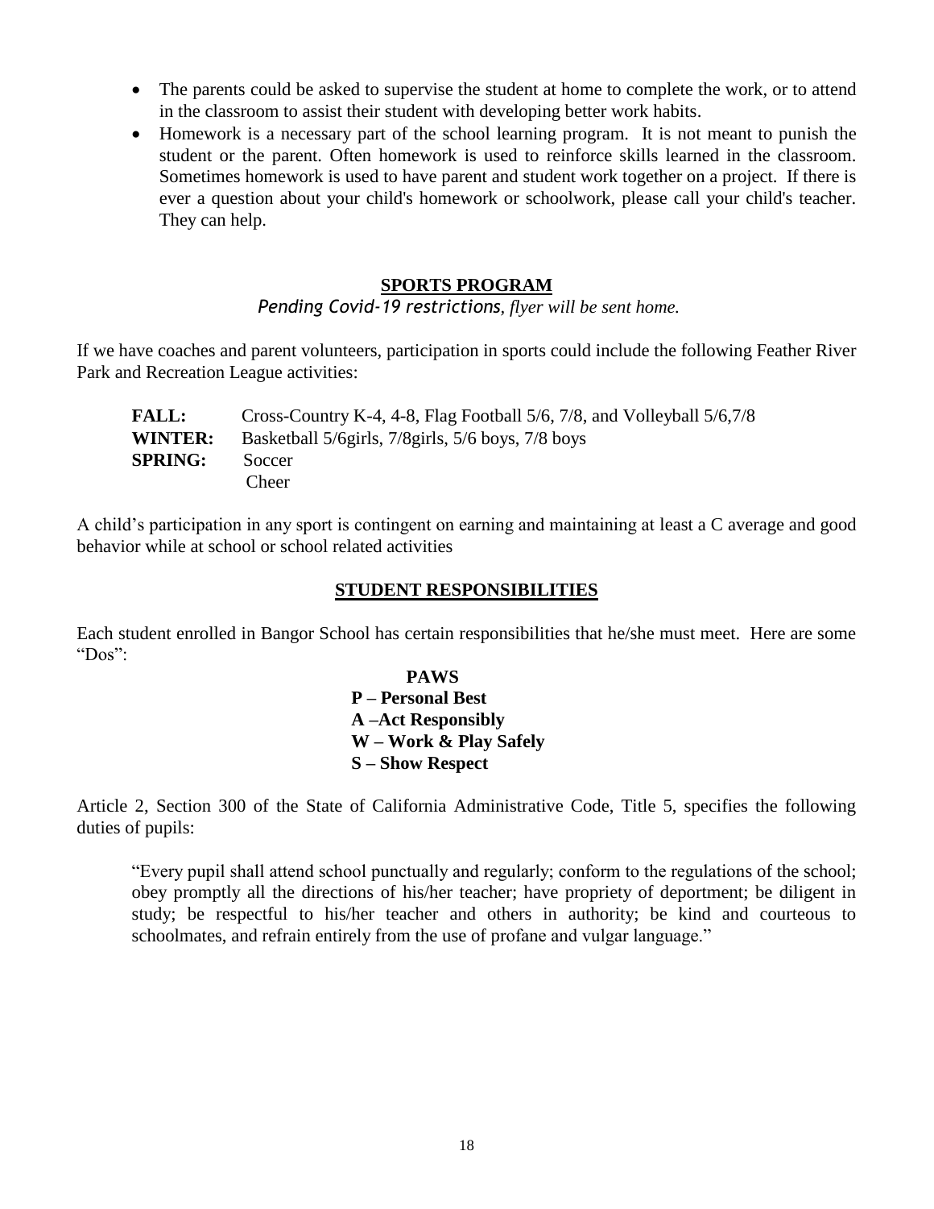- The parents could be asked to supervise the student at home to complete the work, or to attend in the classroom to assist their student with developing better work habits.
- Homework is a necessary part of the school learning program. It is not meant to punish the student or the parent. Often homework is used to reinforce skills learned in the classroom. Sometimes homework is used to have parent and student work together on a project. If there is ever a question about your child's homework or schoolwork, please call your child's teacher. They can help.

## SPORTS PROGRAM

*Pending Covid-19 restrictions, flyer will be sent home.*

If we have coaches and parent volunteers, participation in sports could include the following Feather River Park and Recreation League activities:

**FALL:** Cross-Country K-4, 4-8, Flag Football 5/6, 7/8, and Volleyball 5/6,7/8
**WINTER:** Basketball 5/6girls, 7/8girls, 5/6 boys, 7/8 boys
**SPRING:** Soccer
Cheer

A child's participation in any sport is contingent on earning and maintaining at least a C average and good behavior while at school or school related activities

## STUDENT RESPONSIBILITIES

Each student enrolled in Bangor School has certain responsibilities that he/she must meet. Here are some "Dos":

**PAWS**
**P – Personal Best**
**A –Act Responsibly**
**W – Work & Play Safely**
**S – Show Respect**

Article 2, Section 300 of the State of California Administrative Code, Title 5, specifies the following duties of pupils:

> "Every pupil shall attend school punctually and regularly; conform to the regulations of the school; obey promptly all the directions of his/her teacher; have propriety of deportment; be diligent in study; be respectful to his/her teacher and others in authority; be kind and courteous to schoolmates, and refrain entirely from the use of profane and vulgar language."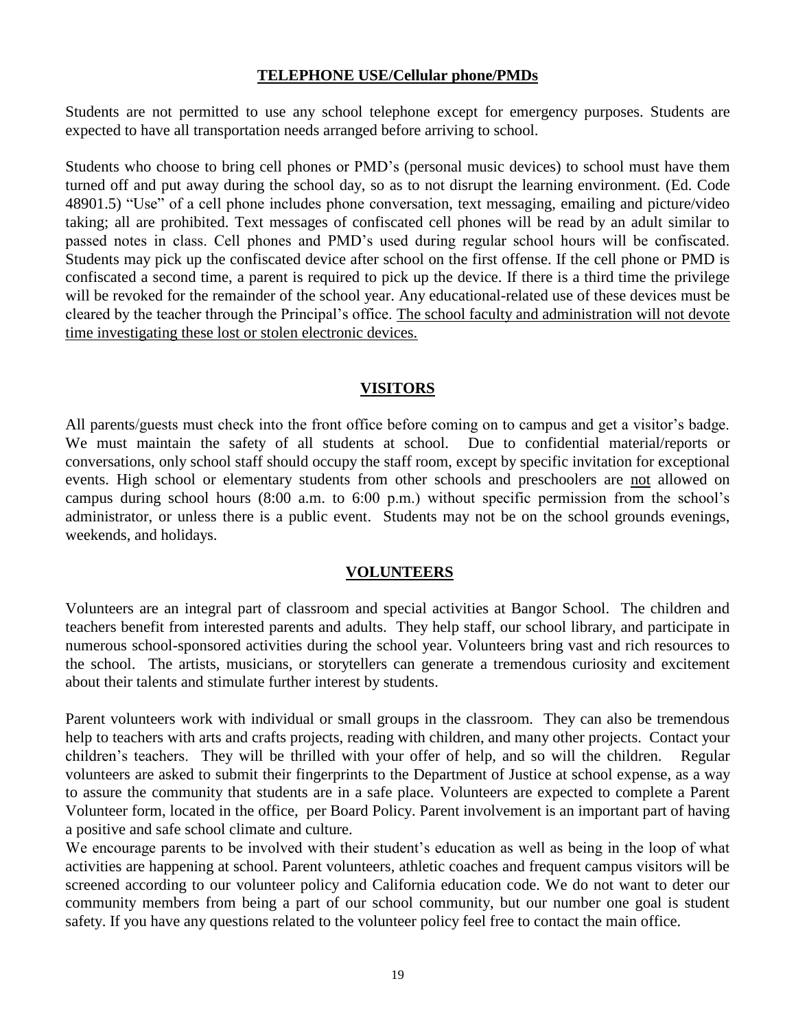## TELEPHONE USE/Cellular phone/PMDs

Students are not permitted to use any school telephone except for emergency purposes. Students are expected to have all transportation needs arranged before arriving to school.

Students who choose to bring cell phones or PMD's (personal music devices) to school must have them turned off and put away during the school day, so as to not disrupt the learning environment. (Ed. Code 48901.5) "Use" of a cell phone includes phone conversation, text messaging, emailing and picture/video taking; all are prohibited. Text messages of confiscated cell phones will be read by an adult similar to passed notes in class. Cell phones and PMD's used during regular school hours will be confiscated. Students may pick up the confiscated device after school on the first offense. If the cell phone or PMD is confiscated a second time, a parent is required to pick up the device. If there is a third time the privilege will be revoked for the remainder of the school year. Any educational-related use of these devices must be cleared by the teacher through the Principal's office. <u>The school faculty and administration will not devote time investigating these lost or stolen electronic devices.</u>

## VISITORS

All parents/guests must check into the front office before coming on to campus and get a visitor's badge. We must maintain the safety of all students at school. Due to confidential material/reports or conversations, only school staff should occupy the staff room, except by specific invitation for exceptional events. High school or elementary students from other schools and preschoolers are <u>not</u> allowed on campus during school hours (8:00 a.m. to 6:00 p.m.) without specific permission from the school's administrator, or unless there is a public event. Students may not be on the school grounds evenings, weekends, and holidays.

## VOLUNTEERS

Volunteers are an integral part of classroom and special activities at Bangor School. The children and teachers benefit from interested parents and adults. They help staff, our school library, and participate in numerous school-sponsored activities during the school year. Volunteers bring vast and rich resources to the school. The artists, musicians, or storytellers can generate a tremendous curiosity and excitement about their talents and stimulate further interest by students.

Parent volunteers work with individual or small groups in the classroom. They can also be tremendous help to teachers with arts and crafts projects, reading with children, and many other projects. Contact your children's teachers. They will be thrilled with your offer of help, and so will the children. Regular volunteers are asked to submit their fingerprints to the Department of Justice at school expense, as a way to assure the community that students are in a safe place. Volunteers are expected to complete a Parent Volunteer form, located in the office, per Board Policy. Parent involvement is an important part of having a positive and safe school climate and culture.

We encourage parents to be involved with their student's education as well as being in the loop of what activities are happening at school. Parent volunteers, athletic coaches and frequent campus visitors will be screened according to our volunteer policy and California education code. We do not want to deter our community members from being a part of our school community, but our number one goal is student safety. If you have any questions related to the volunteer policy feel free to contact the main office.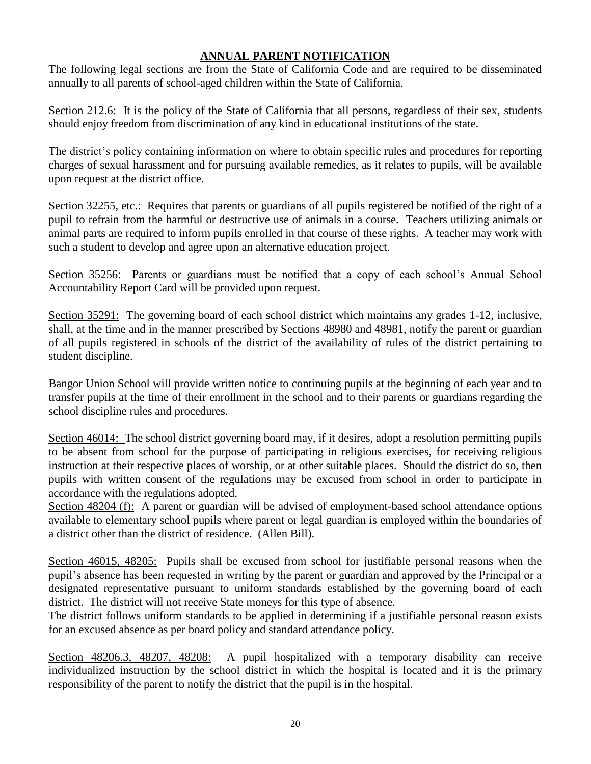## ANNUAL PARENT NOTIFICATION

The following legal sections are from the State of California Code and are required to be disseminated annually to all parents of school-aged children within the State of California.

Section 212.6: It is the policy of the State of California that all persons, regardless of their sex, students should enjoy freedom from discrimination of any kind in educational institutions of the state.

The district's policy containing information on where to obtain specific rules and procedures for reporting charges of sexual harassment and for pursuing available remedies, as it relates to pupils, will be available upon request at the district office.

Section 32255, etc.: Requires that parents or guardians of all pupils registered be notified of the right of a pupil to refrain from the harmful or destructive use of animals in a course. Teachers utilizing animals or animal parts are required to inform pupils enrolled in that course of these rights. A teacher may work with such a student to develop and agree upon an alternative education project.

Section 35256: Parents or guardians must be notified that a copy of each school's Annual School Accountability Report Card will be provided upon request.

Section 35291: The governing board of each school district which maintains any grades 1-12, inclusive, shall, at the time and in the manner prescribed by Sections 48980 and 48981, notify the parent or guardian of all pupils registered in schools of the district of the availability of rules of the district pertaining to student discipline.

Bangor Union School will provide written notice to continuing pupils at the beginning of each year and to transfer pupils at the time of their enrollment in the school and to their parents or guardians regarding the school discipline rules and procedures.

Section 46014: The school district governing board may, if it desires, adopt a resolution permitting pupils to be absent from school for the purpose of participating in religious exercises, for receiving religious instruction at their respective places of worship, or at other suitable places. Should the district do so, then pupils with written consent of the regulations may be excused from school in order to participate in accordance with the regulations adopted.

Section 48204 (f): A parent or guardian will be advised of employment-based school attendance options available to elementary school pupils where parent or legal guardian is employed within the boundaries of a district other than the district of residence. (Allen Bill).

Section 46015, 48205: Pupils shall be excused from school for justifiable personal reasons when the pupil's absence has been requested in writing by the parent or guardian and approved by the Principal or a designated representative pursuant to uniform standards established by the governing board of each district. The district will not receive State moneys for this type of absence.

The district follows uniform standards to be applied in determining if a justifiable personal reason exists for an excused absence as per board policy and standard attendance policy.

Section 48206.3, 48207, 48208: A pupil hospitalized with a temporary disability can receive individualized instruction by the school district in which the hospital is located and it is the primary responsibility of the parent to notify the district that the pupil is in the hospital.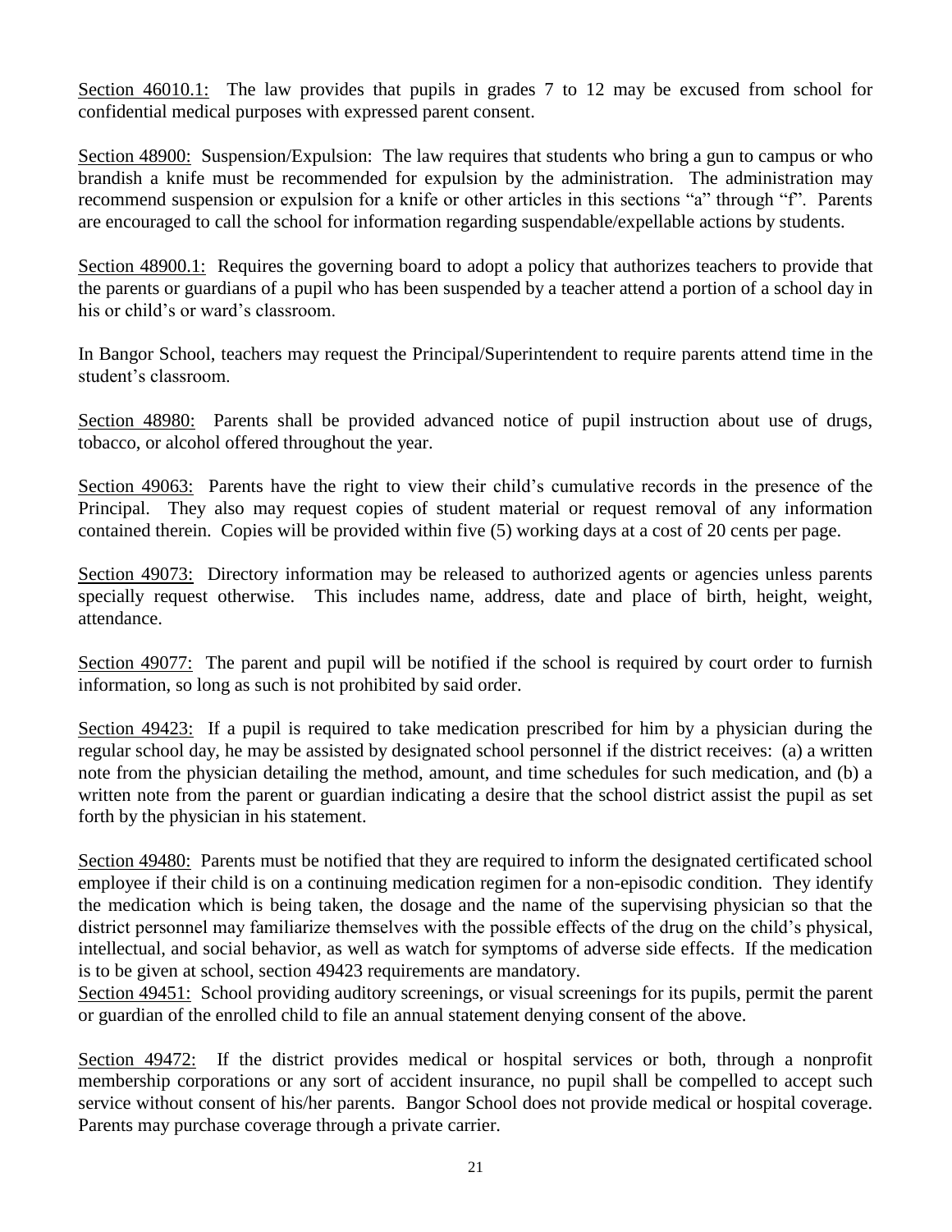<u>Section 46010.1:</u> The law provides that pupils in grades 7 to 12 may be excused from school for confidential medical purposes with expressed parent consent.

<u>Section 48900:</u> Suspension/Expulsion: The law requires that students who bring a gun to campus or who brandish a knife must be recommended for expulsion by the administration. The administration may recommend suspension or expulsion for a knife or other articles in this sections "a" through "f". Parents are encouraged to call the school for information regarding suspendable/expellable actions by students.

<u>Section 48900.1:</u> Requires the governing board to adopt a policy that authorizes teachers to provide that the parents or guardians of a pupil who has been suspended by a teacher attend a portion of a school day in his or child's or ward's classroom.

In Bangor School, teachers may request the Principal/Superintendent to require parents attend time in the student's classroom.

<u>Section 48980:</u> Parents shall be provided advanced notice of pupil instruction about use of drugs, tobacco, or alcohol offered throughout the year.

<u>Section 49063:</u> Parents have the right to view their child's cumulative records in the presence of the Principal. They also may request copies of student material or request removal of any information contained therein. Copies will be provided within five (5) working days at a cost of 20 cents per page.

<u>Section 49073:</u> Directory information may be released to authorized agents or agencies unless parents specially request otherwise. This includes name, address, date and place of birth, height, weight, attendance.

<u>Section 49077:</u> The parent and pupil will be notified if the school is required by court order to furnish information, so long as such is not prohibited by said order.

<u>Section 49423:</u> If a pupil is required to take medication prescribed for him by a physician during the regular school day, he may be assisted by designated school personnel if the district receives: (a) a written note from the physician detailing the method, amount, and time schedules for such medication, and (b) a written note from the parent or guardian indicating a desire that the school district assist the pupil as set forth by the physician in his statement.

<u>Section 49480:</u> Parents must be notified that they are required to inform the designated certificated school employee if their child is on a continuing medication regimen for a non-episodic condition. They identify the medication which is being taken, the dosage and the name of the supervising physician so that the district personnel may familiarize themselves with the possible effects of the drug on the child's physical, intellectual, and social behavior, as well as watch for symptoms of adverse side effects. If the medication is to be given at school, section 49423 requirements are mandatory.

<u>Section 49451:</u> School providing auditory screenings, or visual screenings for its pupils, permit the parent or guardian of the enrolled child to file an annual statement denying consent of the above.

<u>Section 49472:</u> If the district provides medical or hospital services or both, through a nonprofit membership corporations or any sort of accident insurance, no pupil shall be compelled to accept such service without consent of his/her parents. Bangor School does not provide medical or hospital coverage. Parents may purchase coverage through a private carrier.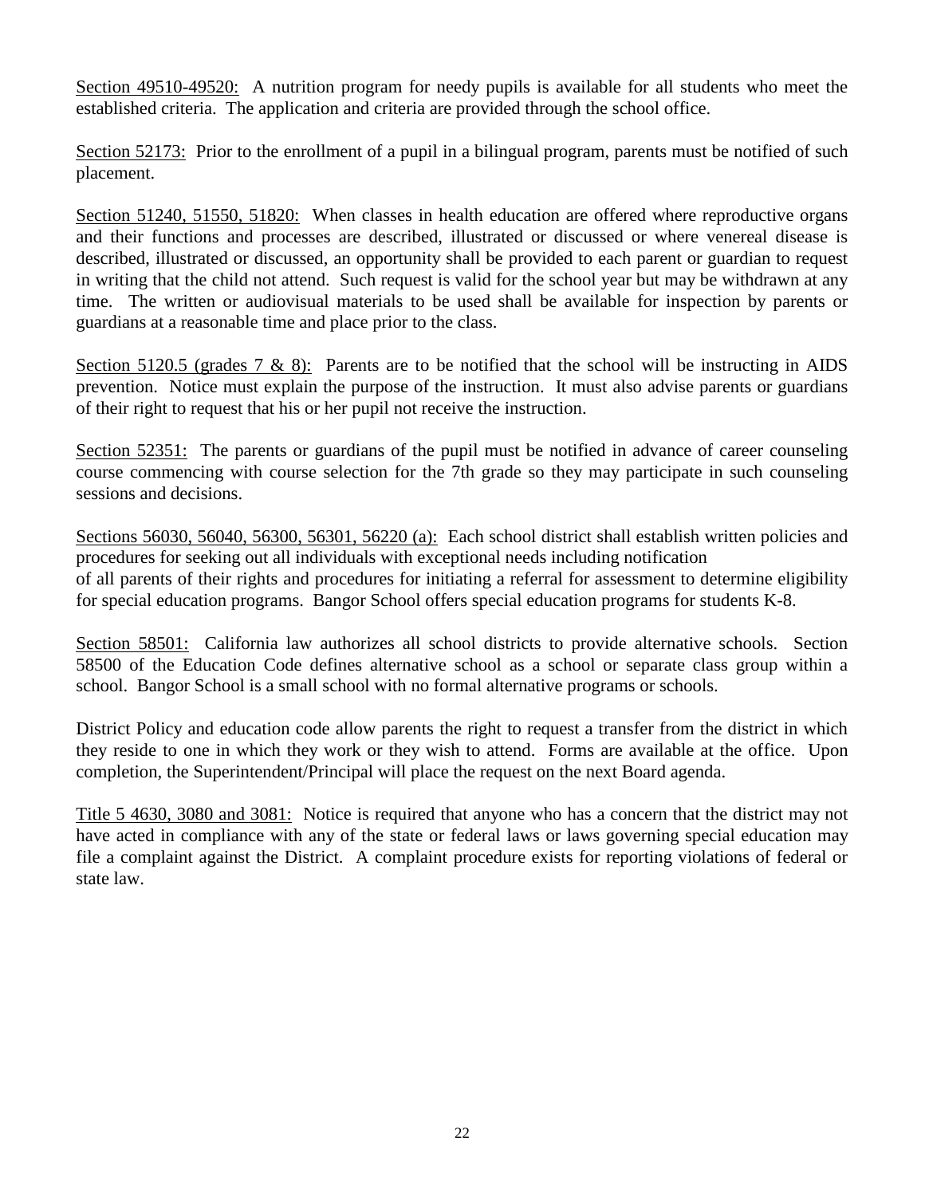Section 49510-49520: A nutrition program for needy pupils is available for all students who meet the established criteria. The application and criteria are provided through the school office.

Section 52173: Prior to the enrollment of a pupil in a bilingual program, parents must be notified of such placement.

Section 51240, 51550, 51820: When classes in health education are offered where reproductive organs and their functions and processes are described, illustrated or discussed or where venereal disease is described, illustrated or discussed, an opportunity shall be provided to each parent or guardian to request in writing that the child not attend. Such request is valid for the school year but may be withdrawn at any time. The written or audiovisual materials to be used shall be available for inspection by parents or guardians at a reasonable time and place prior to the class.

Section 5120.5 (grades 7 & 8): Parents are to be notified that the school will be instructing in AIDS prevention. Notice must explain the purpose of the instruction. It must also advise parents or guardians of their right to request that his or her pupil not receive the instruction.

Section 52351: The parents or guardians of the pupil must be notified in advance of career counseling course commencing with course selection for the 7th grade so they may participate in such counseling sessions and decisions.

Sections 56030, 56040, 56300, 56301, 56220 (a): Each school district shall establish written policies and procedures for seeking out all individuals with exceptional needs including notification of all parents of their rights and procedures for initiating a referral for assessment to determine eligibility for special education programs. Bangor School offers special education programs for students K-8.

Section 58501: California law authorizes all school districts to provide alternative schools. Section 58500 of the Education Code defines alternative school as a school or separate class group within a school. Bangor School is a small school with no formal alternative programs or schools.

District Policy and education code allow parents the right to request a transfer from the district in which they reside to one in which they work or they wish to attend. Forms are available at the office. Upon completion, the Superintendent/Principal will place the request on the next Board agenda.

Title 5 4630, 3080 and 3081: Notice is required that anyone who has a concern that the district may not have acted in compliance with any of the state or federal laws or laws governing special education may file a complaint against the District. A complaint procedure exists for reporting violations of federal or state law.